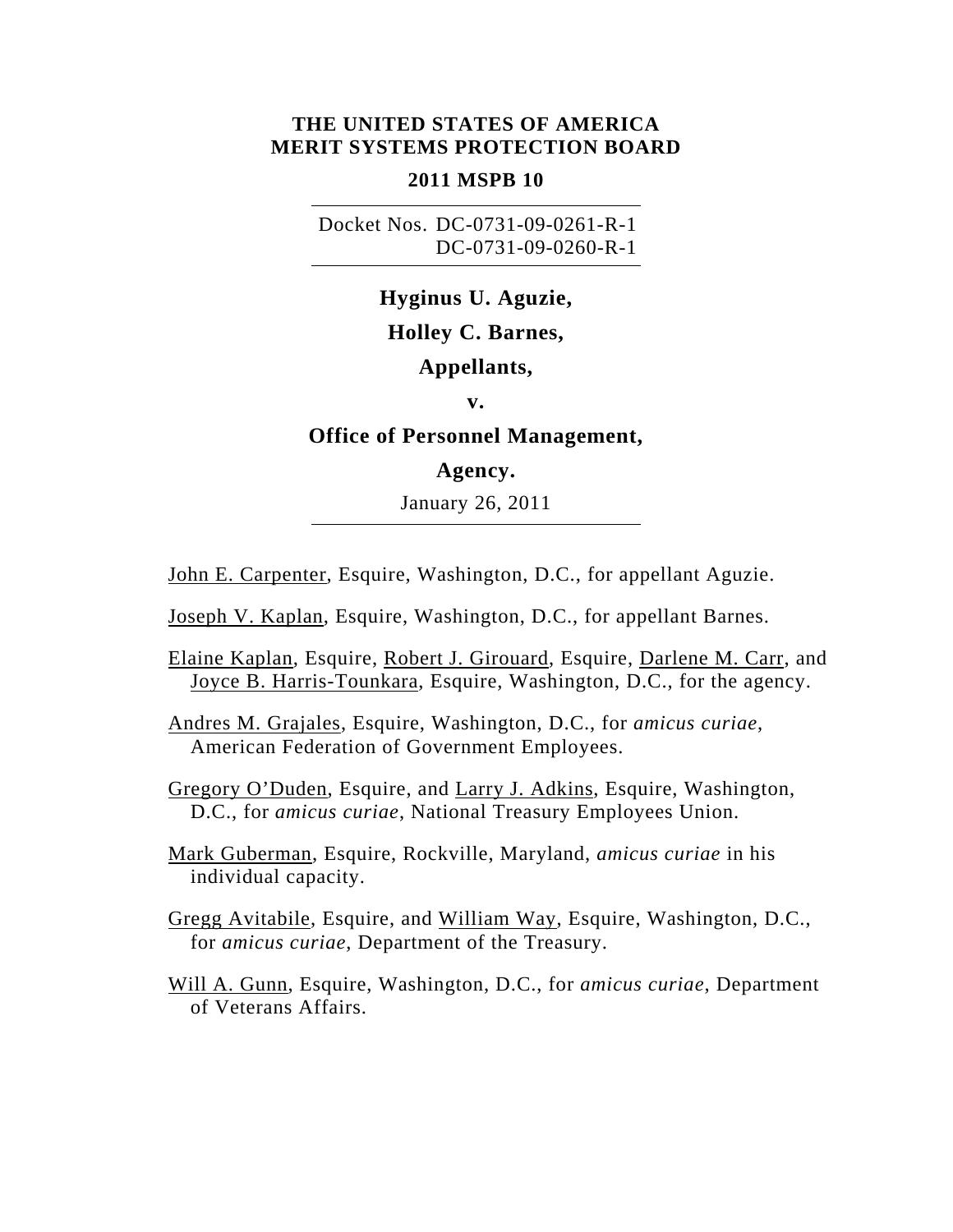**THE UNITED STATES OF AMERICA**
**MERIT SYSTEMS PROTECTION BOARD**

**2011 MSPB 10**

Docket Nos. DC-0731-09-0261-R-1
DC-0731-09-0260-R-1

**Hyginus U. Aguzie,**

**Holley C. Barnes,**

**Appellants,**

**v.**

**Office of Personnel Management,**

**Agency.**

January 26, 2011

John E. Carpenter, Esquire, Washington, D.C., for appellant Aguzie.

Joseph V. Kaplan, Esquire, Washington, D.C., for appellant Barnes.

Elaine Kaplan, Esquire, Robert J. Girouard, Esquire, Darlene M. Carr, and Joyce B. Harris-Tounkara, Esquire, Washington, D.C., for the agency.

Andres M. Grajales, Esquire, Washington, D.C., for *amicus curiae*, American Federation of Government Employees.

Gregory O'Duden, Esquire, and Larry J. Adkins, Esquire, Washington, D.C., for *amicus curiae*, National Treasury Employees Union.

Mark Guberman, Esquire, Rockville, Maryland, *amicus curiae* in his individual capacity.

Gregg Avitabile, Esquire, and William Way, Esquire, Washington, D.C., for *amicus curiae*, Department of the Treasury.

Will A. Gunn, Esquire, Washington, D.C., for *amicus curiae*, Department of Veterans Affairs.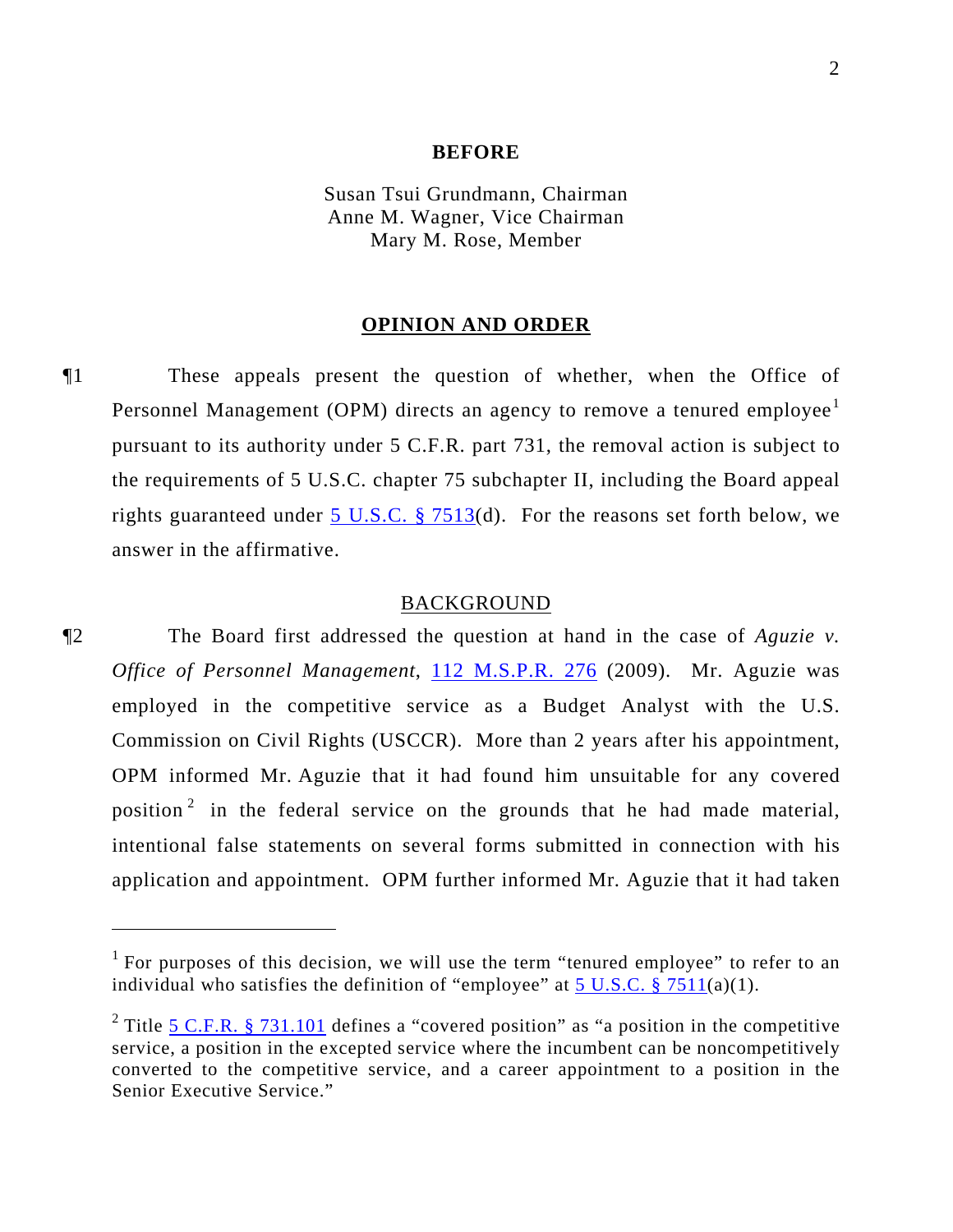**BEFORE**

Susan Tsui Grundmann, Chairman
Anne M. Wagner, Vice Chairman
Mary M. Rose, Member

## OPINION AND ORDER

¶1 These appeals present the question of whether, when the Office of Personnel Management (OPM) directs an agency to remove a tenured employee[1] pursuant to its authority under 5 C.F.R. part 731, the removal action is subject to the requirements of 5 U.S.C. chapter 75 subchapter II, including the Board appeal rights guaranteed under 5 U.S.C. § 7513(d). For the reasons set forth below, we answer in the affirmative.

### BACKGROUND

¶2 The Board first addressed the question at hand in the case of *Aguzie v. Office of Personnel Management*, 112 M.S.P.R. 276 (2009). Mr. Aguzie was employed in the competitive service as a Budget Analyst with the U.S. Commission on Civil Rights (USCCR). More than 2 years after his appointment, OPM informed Mr. Aguzie that it had found him unsuitable for any covered position[2] in the federal service on the grounds that he had made material, intentional false statements on several forms submitted in connection with his application and appointment. OPM further informed Mr. Aguzie that it had taken

---

[1] For purposes of this decision, we will use the term "tenured employee" to refer to an individual who satisfies the definition of "employee" at 5 U.S.C. § 7511(a)(1).

[2] Title 5 C.F.R. § 731.101 defines a "covered position" as "a position in the competitive service, a position in the excepted service where the incumbent can be noncompetitively converted to the competitive service, and a career appointment to a position in the Senior Executive Service."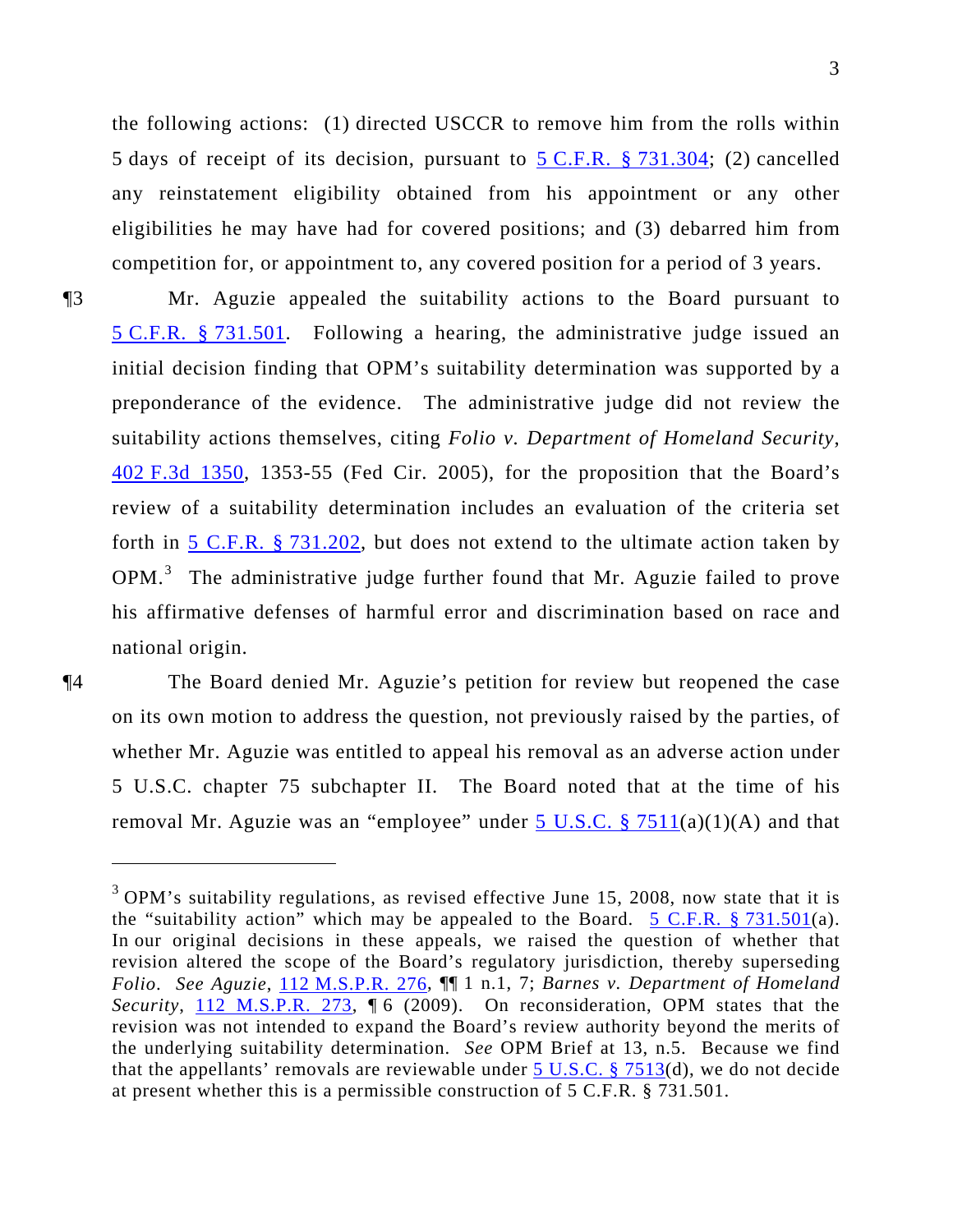the following actions: (1) directed USCCR to remove him from the rolls within 5 days of receipt of its decision, pursuant to 5 C.F.R. § 731.304; (2) cancelled any reinstatement eligibility obtained from his appointment or any other eligibilities he may have had for covered positions; and (3) debarred him from competition for, or appointment to, any covered position for a period of 3 years.

¶3 Mr. Aguzie appealed the suitability actions to the Board pursuant to 5 C.F.R. § 731.501. Following a hearing, the administrative judge issued an initial decision finding that OPM's suitability determination was supported by a preponderance of the evidence. The administrative judge did not review the suitability actions themselves, citing *Folio v. Department of Homeland Security*, 402 F.3d 1350, 1353-55 (Fed Cir. 2005), for the proposition that the Board's review of a suitability determination includes an evaluation of the criteria set forth in 5 C.F.R. § 731.202, but does not extend to the ultimate action taken by OPM.[3] The administrative judge further found that Mr. Aguzie failed to prove his affirmative defenses of harmful error and discrimination based on race and national origin.

¶4 The Board denied Mr. Aguzie's petition for review but reopened the case on its own motion to address the question, not previously raised by the parties, of whether Mr. Aguzie was entitled to appeal his removal as an adverse action under 5 U.S.C. chapter 75 subchapter II. The Board noted that at the time of his removal Mr. Aguzie was an "employee" under 5 U.S.C. § 7511(a)(1)(A) and that

---

[3] OPM's suitability regulations, as revised effective June 15, 2008, now state that it is the "suitability action" which may be appealed to the Board. 5 C.F.R. § 731.501(a). In our original decisions in these appeals, we raised the question of whether that revision altered the scope of the Board's regulatory jurisdiction, thereby superseding *Folio*. *See Aguzie*, 112 M.S.P.R. 276, ¶¶ 1 n.1, 7; *Barnes v. Department of Homeland Security*, 112 M.S.P.R. 273, ¶ 6 (2009). On reconsideration, OPM states that the revision was not intended to expand the Board's review authority beyond the merits of the underlying suitability determination. *See* OPM Brief at 13, n.5. Because we find that the appellants' removals are reviewable under 5 U.S.C. § 7513(d), we do not decide at present whether this is a permissible construction of 5 C.F.R. § 731.501.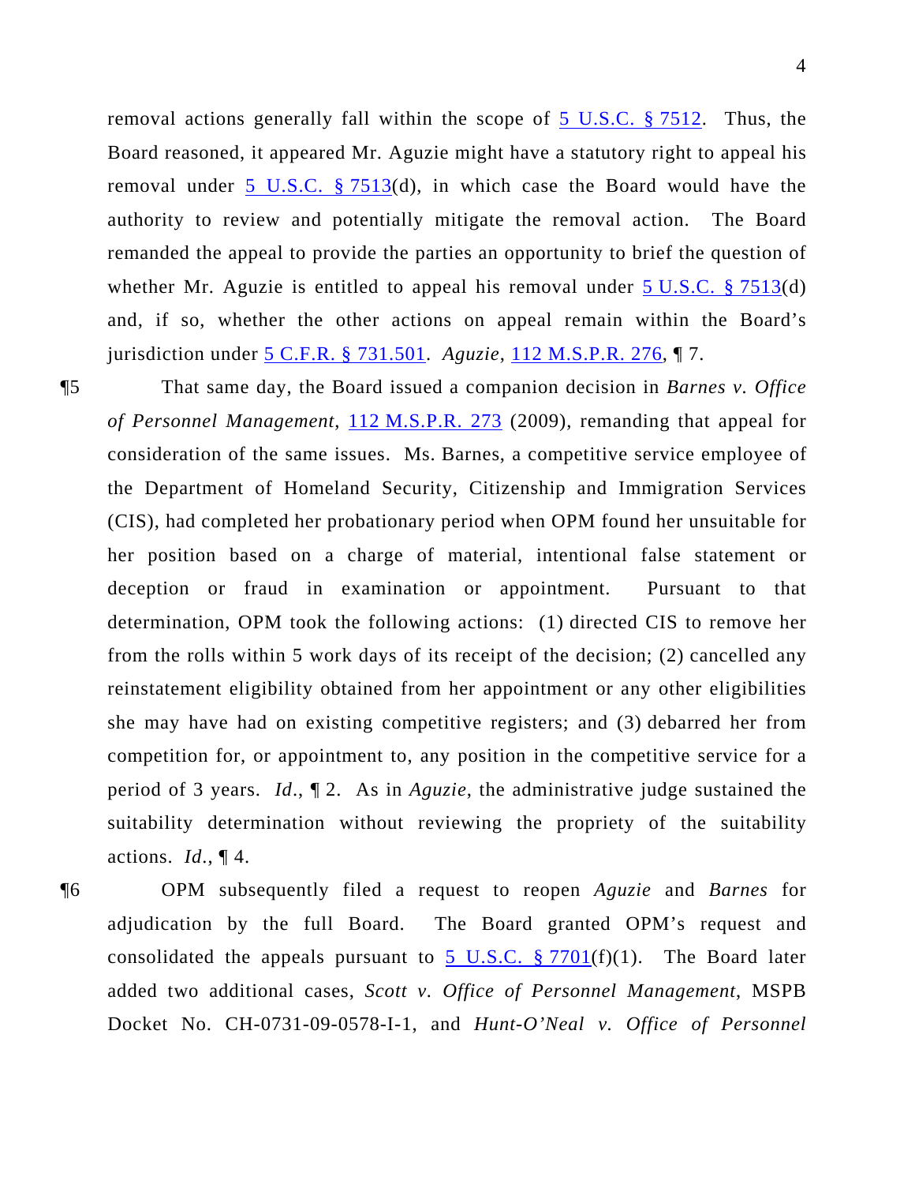removal actions generally fall within the scope of 5 U.S.C. § 7512. Thus, the Board reasoned, it appeared Mr. Aguzie might have a statutory right to appeal his removal under 5 U.S.C. § 7513(d), in which case the Board would have the authority to review and potentially mitigate the removal action. The Board remanded the appeal to provide the parties an opportunity to brief the question of whether Mr. Aguzie is entitled to appeal his removal under 5 U.S.C. § 7513(d) and, if so, whether the other actions on appeal remain within the Board's jurisdiction under 5 C.F.R. § 731.501. *Aguzie*, 112 M.S.P.R. 276, ¶ 7.

¶5 That same day, the Board issued a companion decision in *Barnes v. Office of Personnel Management*, 112 M.S.P.R. 273 (2009), remanding that appeal for consideration of the same issues. Ms. Barnes, a competitive service employee of the Department of Homeland Security, Citizenship and Immigration Services (CIS), had completed her probationary period when OPM found her unsuitable for her position based on a charge of material, intentional false statement or deception or fraud in examination or appointment. Pursuant to that determination, OPM took the following actions: (1) directed CIS to remove her from the rolls within 5 work days of its receipt of the decision; (2) cancelled any reinstatement eligibility obtained from her appointment or any other eligibilities she may have had on existing competitive registers; and (3) debarred her from competition for, or appointment to, any position in the competitive service for a period of 3 years. *Id*., ¶ 2. As in *Aguzie*, the administrative judge sustained the suitability determination without reviewing the propriety of the suitability actions. *Id*., ¶ 4.

¶6 OPM subsequently filed a request to reopen *Aguzie* and *Barnes* for adjudication by the full Board. The Board granted OPM's request and consolidated the appeals pursuant to 5 U.S.C. § 7701(f)(1). The Board later added two additional cases, *Scott v. Office of Personnel Management*, MSPB Docket No. CH-0731-09-0578-I-1, and *Hunt-O'Neal v. Office of Personnel*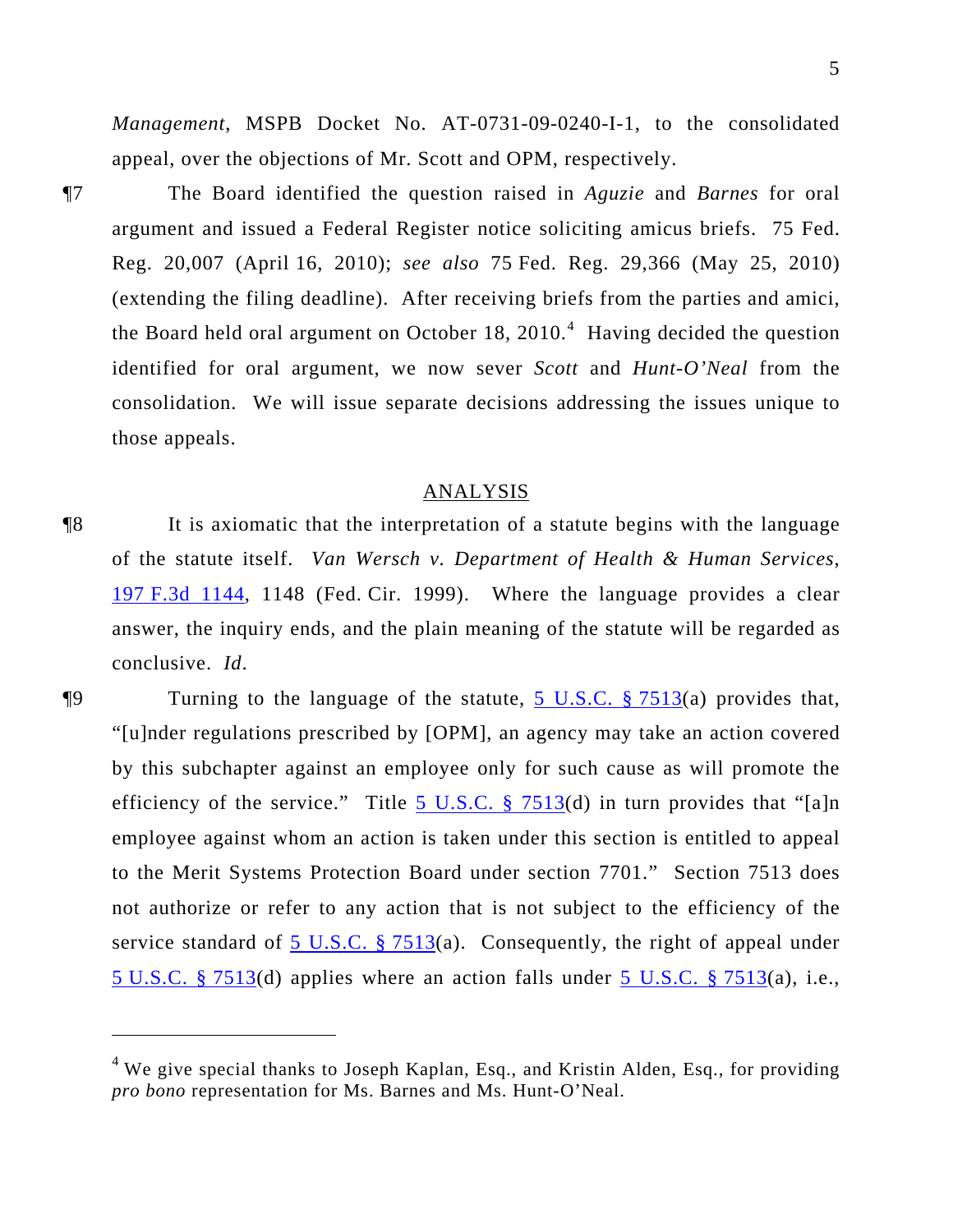*Management*, MSPB Docket No. AT-0731-09-0240-I-1, to the consolidated appeal, over the objections of Mr. Scott and OPM, respectively.

¶7 The Board identified the question raised in *Aguzie* and *Barnes* for oral argument and issued a Federal Register notice soliciting amicus briefs. 75 Fed. Reg. 20,007 (April 16, 2010); *see also* 75 Fed. Reg. 29,366 (May 25, 2010) (extending the filing deadline). After receiving briefs from the parties and amici, the Board held oral argument on October 18, 2010.[4] Having decided the question identified for oral argument, we now sever *Scott* and *Hunt-O'Neal* from the consolidation. We will issue separate decisions addressing the issues unique to those appeals.

## ANALYSIS

¶8 It is axiomatic that the interpretation of a statute begins with the language of the statute itself. *Van Wersch v. Department of Health & Human Services*, 197 F.3d 1144, 1148 (Fed. Cir. 1999). Where the language provides a clear answer, the inquiry ends, and the plain meaning of the statute will be regarded as conclusive. *Id*.

¶9 Turning to the language of the statute, 5 U.S.C. § 7513(a) provides that, "[u]nder regulations prescribed by [OPM], an agency may take an action covered by this subchapter against an employee only for such cause as will promote the efficiency of the service." Title 5 U.S.C. § 7513(d) in turn provides that "[a]n employee against whom an action is taken under this section is entitled to appeal to the Merit Systems Protection Board under section 7701." Section 7513 does not authorize or refer to any action that is not subject to the efficiency of the service standard of 5 U.S.C. § 7513(a). Consequently, the right of appeal under 5 U.S.C. § 7513(d) applies where an action falls under 5 U.S.C. § 7513(a), i.e.,

---

[4] We give special thanks to Joseph Kaplan, Esq., and Kristin Alden, Esq., for providing *pro bono* representation for Ms. Barnes and Ms. Hunt-O'Neal.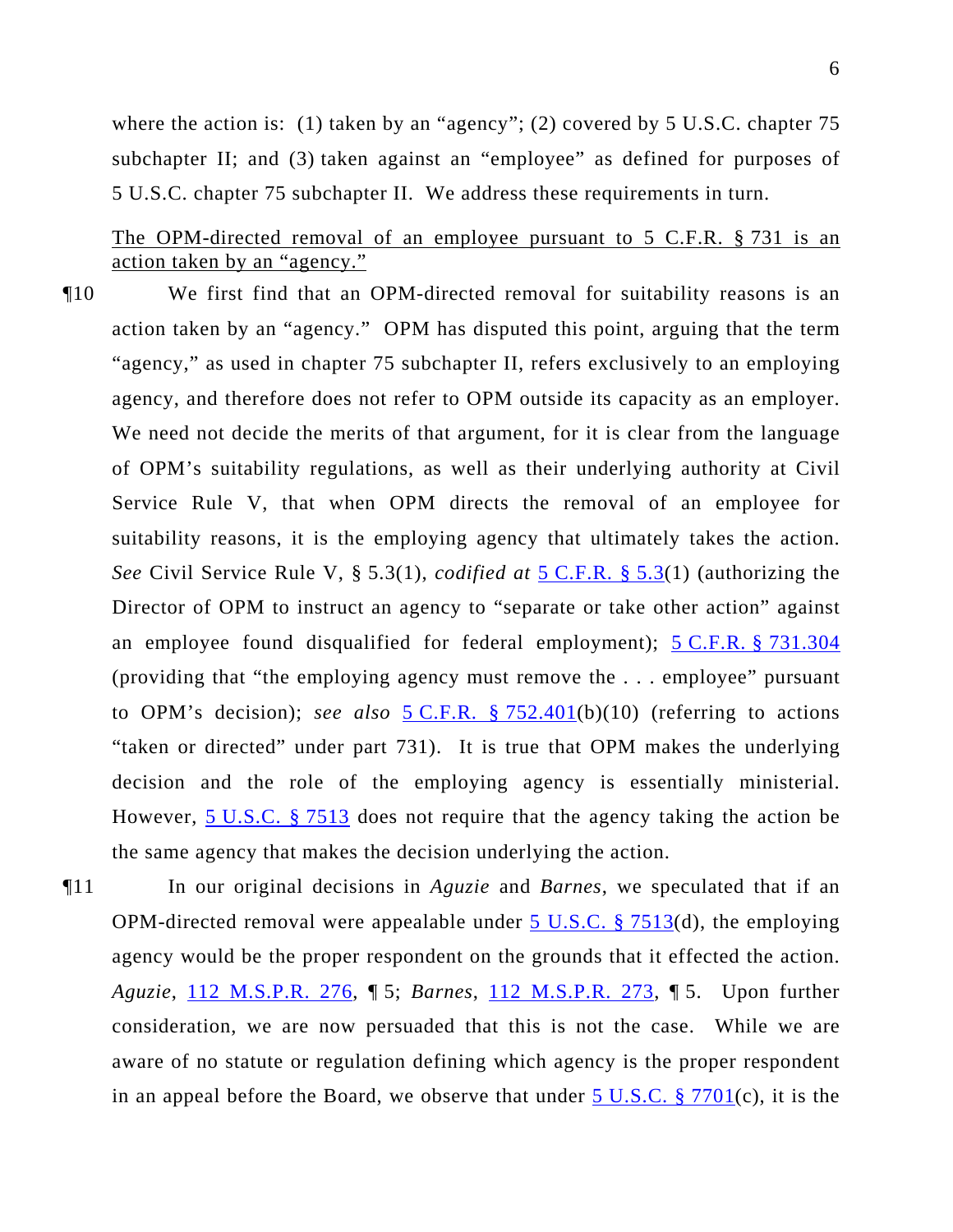where the action is: (1) taken by an "agency"; (2) covered by 5 U.S.C. chapter 75 subchapter II; and (3) taken against an "employee" as defined for purposes of 5 U.S.C. chapter 75 subchapter II. We address these requirements in turn.

The OPM-directed removal of an employee pursuant to 5 C.F.R. § 731 is an action taken by an "agency."

¶10 We first find that an OPM-directed removal for suitability reasons is an action taken by an "agency." OPM has disputed this point, arguing that the term "agency," as used in chapter 75 subchapter II, refers exclusively to an employing agency, and therefore does not refer to OPM outside its capacity as an employer. We need not decide the merits of that argument, for it is clear from the language of OPM's suitability regulations, as well as their underlying authority at Civil Service Rule V, that when OPM directs the removal of an employee for suitability reasons, it is the employing agency that ultimately takes the action. *See* Civil Service Rule V, § 5.3(1), *codified at* 5 C.F.R. § 5.3(1) (authorizing the Director of OPM to instruct an agency to "separate or take other action" against an employee found disqualified for federal employment); 5 C.F.R. § 731.304 (providing that "the employing agency must remove the . . . employee" pursuant to OPM's decision); *see also* 5 C.F.R. § 752.401(b)(10) (referring to actions "taken or directed" under part 731). It is true that OPM makes the underlying decision and the role of the employing agency is essentially ministerial. However, 5 U.S.C. § 7513 does not require that the agency taking the action be the same agency that makes the decision underlying the action.

¶11 In our original decisions in *Aguzie* and *Barnes*, we speculated that if an OPM-directed removal were appealable under 5 U.S.C. § 7513(d), the employing agency would be the proper respondent on the grounds that it effected the action. *Aguzie*, 112 M.S.P.R. 276, ¶ 5; *Barnes*, 112 M.S.P.R. 273, ¶ 5. Upon further consideration, we are now persuaded that this is not the case. While we are aware of no statute or regulation defining which agency is the proper respondent in an appeal before the Board, we observe that under 5 U.S.C. § 7701(c), it is the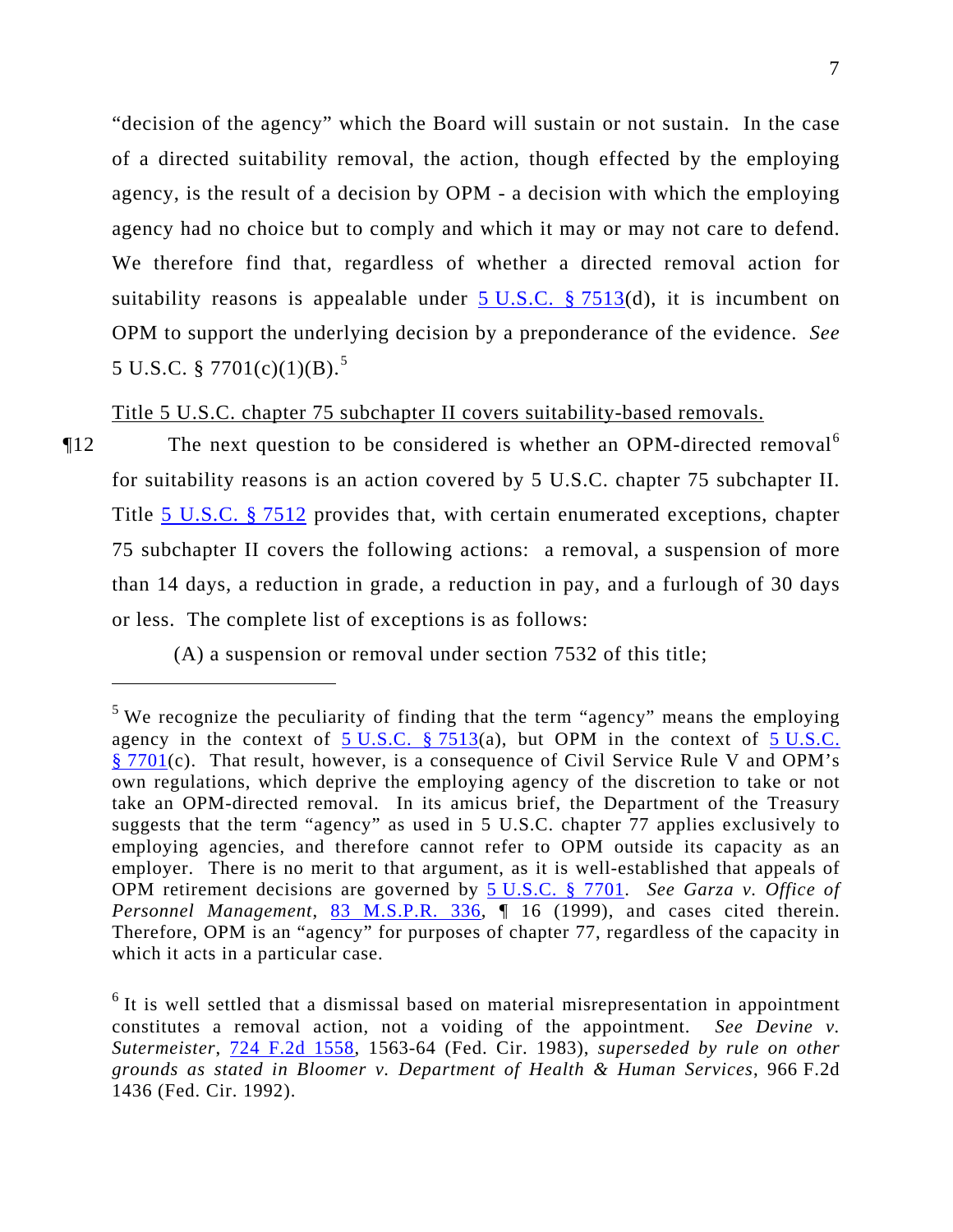"decision of the agency" which the Board will sustain or not sustain. In the case of a directed suitability removal, the action, though effected by the employing agency, is the result of a decision by OPM - a decision with which the employing agency had no choice but to comply and which it may or may not care to defend. We therefore find that, regardless of whether a directed removal action for suitability reasons is appealable under 5 U.S.C. § 7513(d), it is incumbent on OPM to support the underlying decision by a preponderance of the evidence. *See* 5 U.S.C. § 7701(c)(1)(B).[5]

<u>Title 5 U.S.C. chapter 75 subchapter II covers suitability-based removals.</u>

¶12 The next question to be considered is whether an OPM-directed removal[6] for suitability reasons is an action covered by 5 U.S.C. chapter 75 subchapter II. Title 5 U.S.C. § 7512 provides that, with certain enumerated exceptions, chapter 75 subchapter II covers the following actions: a removal, a suspension of more than 14 days, a reduction in grade, a reduction in pay, and a furlough of 30 days or less. The complete list of exceptions is as follows:

(A) a suspension or removal under section 7532 of this title;

---

[5] We recognize the peculiarity of finding that the term "agency" means the employing agency in the context of 5 U.S.C. § 7513(a), but OPM in the context of 5 U.S.C. § 7701(c). That result, however, is a consequence of Civil Service Rule V and OPM's own regulations, which deprive the employing agency of the discretion to take or not take an OPM-directed removal. In its amicus brief, the Department of the Treasury suggests that the term "agency" as used in 5 U.S.C. chapter 77 applies exclusively to employing agencies, and therefore cannot refer to OPM outside its capacity as an employer. There is no merit to that argument, as it is well-established that appeals of OPM retirement decisions are governed by 5 U.S.C. § 7701. *See Garza v. Office of Personnel Management*, 83 M.S.P.R. 336, ¶ 16 (1999), and cases cited therein. Therefore, OPM is an "agency" for purposes of chapter 77, regardless of the capacity in which it acts in a particular case.

[6] It is well settled that a dismissal based on material misrepresentation in appointment constitutes a removal action, not a voiding of the appointment. *See Devine v. Sutermeister*, 724 F.2d 1558, 1563-64 (Fed. Cir. 1983), *superseded by rule on other grounds as stated in Bloomer v. Department of Health & Human Services*, 966 F.2d 1436 (Fed. Cir. 1992).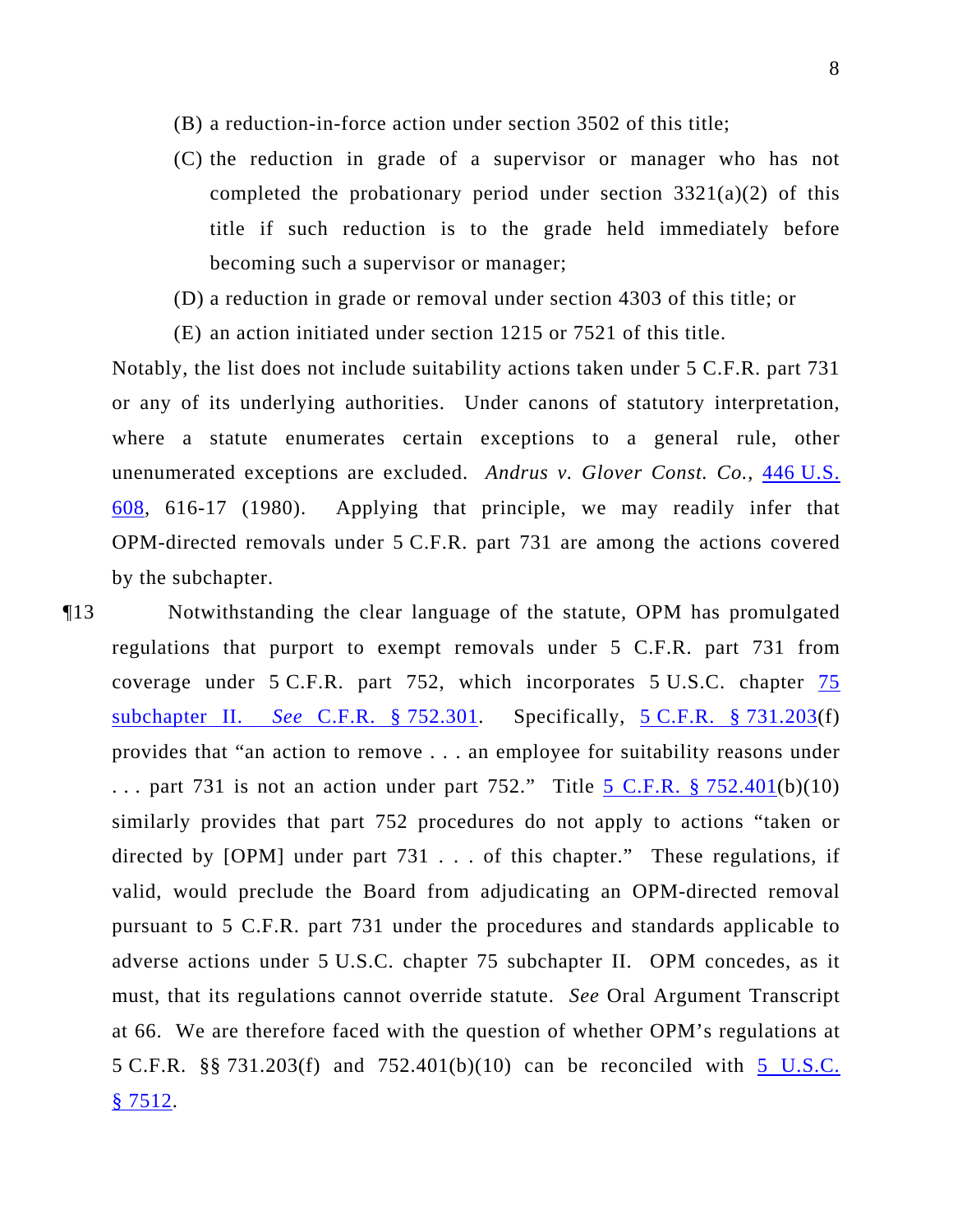(B) a reduction-in-force action under section 3502 of this title;

(C) the reduction in grade of a supervisor or manager who has not completed the probationary period under section 3321(a)(2) of this title if such reduction is to the grade held immediately before becoming such a supervisor or manager;

(D) a reduction in grade or removal under section 4303 of this title; or

(E) an action initiated under section 1215 or 7521 of this title.

Notably, the list does not include suitability actions taken under 5 C.F.R. part 731 or any of its underlying authorities. Under canons of statutory interpretation, where a statute enumerates certain exceptions to a general rule, other unenumerated exceptions are excluded. *Andrus v. Glover Const. Co.*, 446 U.S. 608, 616-17 (1980). Applying that principle, we may readily infer that OPM-directed removals under 5 C.F.R. part 731 are among the actions covered by the subchapter.

¶13 Notwithstanding the clear language of the statute, OPM has promulgated regulations that purport to exempt removals under 5 C.F.R. part 731 from coverage under 5 C.F.R. part 752, which incorporates 5 U.S.C. chapter 75 subchapter II. *See* C.F.R. § 752.301. Specifically, 5 C.F.R. § 731.203(f) provides that "an action to remove . . . an employee for suitability reasons under . . . part 731 is not an action under part 752." Title 5 C.F.R. § 752.401(b)(10) similarly provides that part 752 procedures do not apply to actions "taken or directed by [OPM] under part 731 . . . of this chapter." These regulations, if valid, would preclude the Board from adjudicating an OPM-directed removal pursuant to 5 C.F.R. part 731 under the procedures and standards applicable to adverse actions under 5 U.S.C. chapter 75 subchapter II. OPM concedes, as it must, that its regulations cannot override statute. *See* Oral Argument Transcript at 66. We are therefore faced with the question of whether OPM's regulations at 5 C.F.R. §§ 731.203(f) and 752.401(b)(10) can be reconciled with 5 U.S.C. § 7512.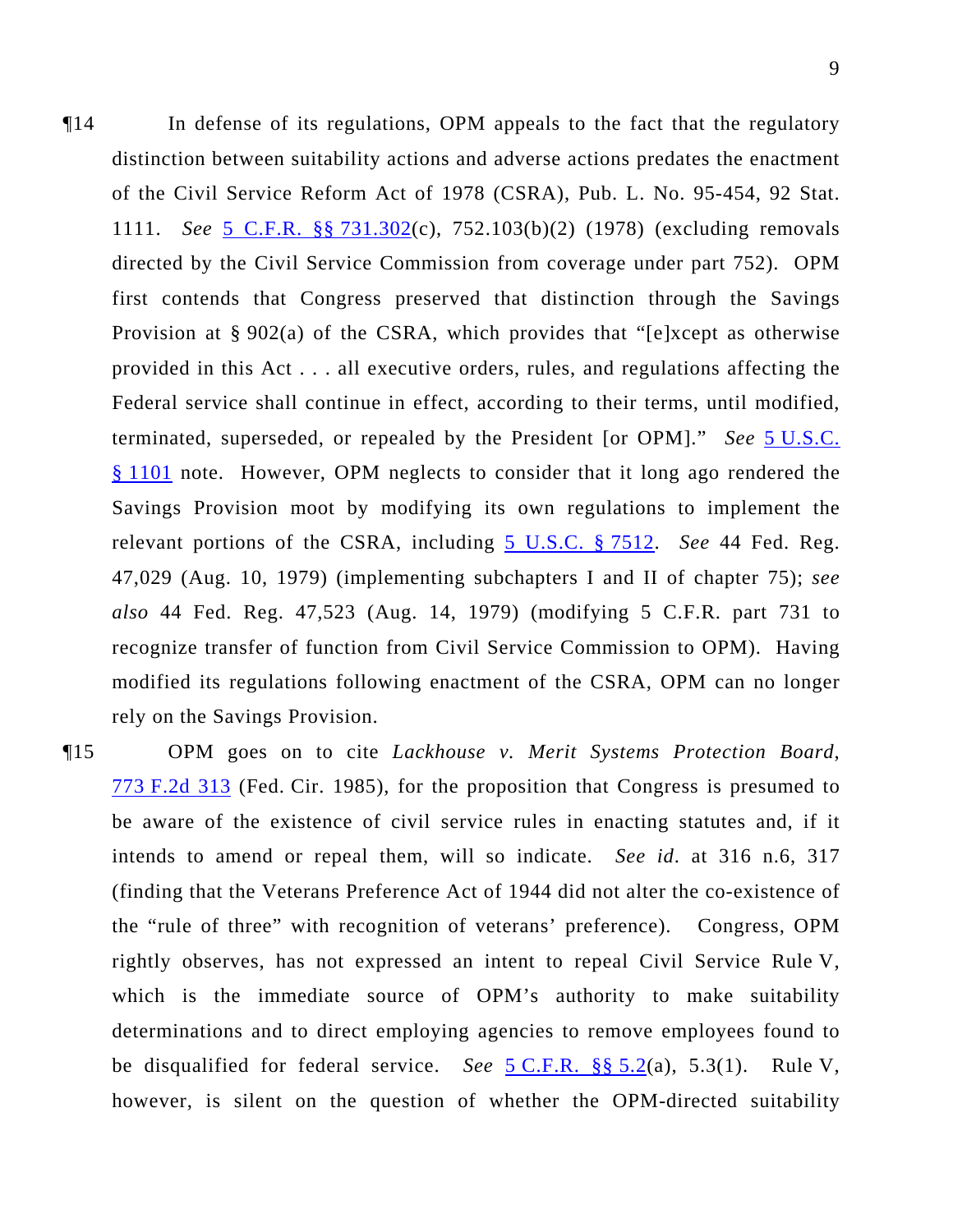¶14 In defense of its regulations, OPM appeals to the fact that the regulatory distinction between suitability actions and adverse actions predates the enactment of the Civil Service Reform Act of 1978 (CSRA), Pub. L. No. 95-454, 92 Stat. 1111. *See* 5 C.F.R. §§ 731.302(c), 752.103(b)(2) (1978) (excluding removals directed by the Civil Service Commission from coverage under part 752). OPM first contends that Congress preserved that distinction through the Savings Provision at § 902(a) of the CSRA, which provides that "[e]xcept as otherwise provided in this Act . . . all executive orders, rules, and regulations affecting the Federal service shall continue in effect, according to their terms, until modified, terminated, superseded, or repealed by the President [or OPM]." *See* 5 U.S.C. § 1101 note. However, OPM neglects to consider that it long ago rendered the Savings Provision moot by modifying its own regulations to implement the relevant portions of the CSRA, including 5 U.S.C. § 7512. *See* 44 Fed. Reg. 47,029 (Aug. 10, 1979) (implementing subchapters I and II of chapter 75); *see also* 44 Fed. Reg. 47,523 (Aug. 14, 1979) (modifying 5 C.F.R. part 731 to recognize transfer of function from Civil Service Commission to OPM). Having modified its regulations following enactment of the CSRA, OPM can no longer rely on the Savings Provision.

¶15 OPM goes on to cite *Lackhouse v. Merit Systems Protection Board*, 773 F.2d 313 (Fed. Cir. 1985), for the proposition that Congress is presumed to be aware of the existence of civil service rules in enacting statutes and, if it intends to amend or repeal them, will so indicate. *See id*. at 316 n.6, 317 (finding that the Veterans Preference Act of 1944 did not alter the co-existence of the "rule of three" with recognition of veterans' preference). Congress, OPM rightly observes, has not expressed an intent to repeal Civil Service Rule V, which is the immediate source of OPM's authority to make suitability determinations and to direct employing agencies to remove employees found to be disqualified for federal service. *See* 5 C.F.R. §§ 5.2(a), 5.3(1). Rule V, however, is silent on the question of whether the OPM-directed suitability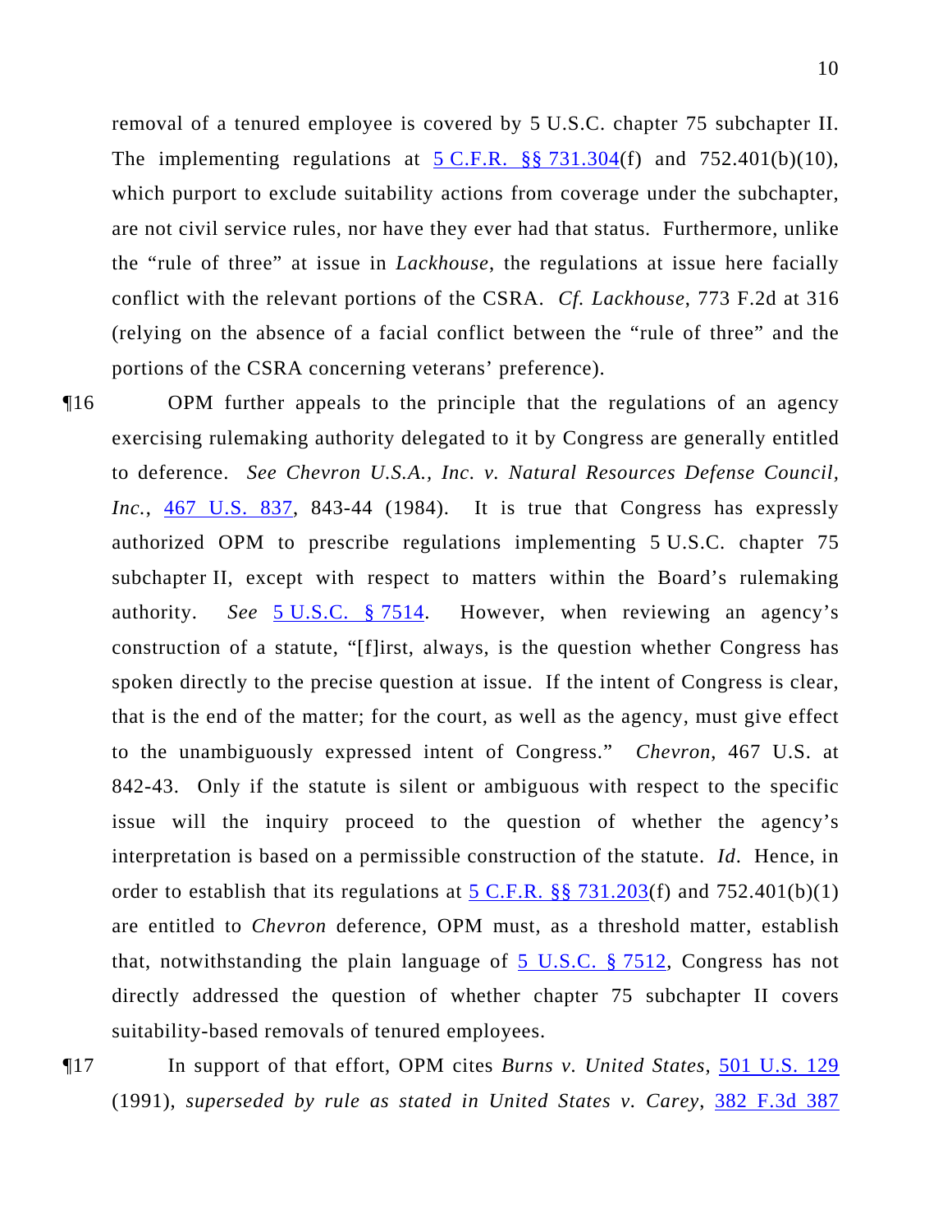removal of a tenured employee is covered by 5 U.S.C. chapter 75 subchapter II. The implementing regulations at 5 C.F.R. §§ 731.304(f) and 752.401(b)(10), which purport to exclude suitability actions from coverage under the subchapter, are not civil service rules, nor have they ever had that status. Furthermore, unlike the "rule of three" at issue in *Lackhouse*, the regulations at issue here facially conflict with the relevant portions of the CSRA. *Cf. Lackhouse*, 773 F.2d at 316 (relying on the absence of a facial conflict between the "rule of three" and the portions of the CSRA concerning veterans' preference).

¶16 OPM further appeals to the principle that the regulations of an agency exercising rulemaking authority delegated to it by Congress are generally entitled to deference. *See Chevron U.S.A., Inc. v. Natural Resources Defense Council, Inc.*, 467 U.S. 837, 843-44 (1984). It is true that Congress has expressly authorized OPM to prescribe regulations implementing 5 U.S.C. chapter 75 subchapter II, except with respect to matters within the Board's rulemaking authority. *See* 5 U.S.C. § 7514. However, when reviewing an agency's construction of a statute, "[f]irst, always, is the question whether Congress has spoken directly to the precise question at issue. If the intent of Congress is clear, that is the end of the matter; for the court, as well as the agency, must give effect to the unambiguously expressed intent of Congress." *Chevron*, 467 U.S. at 842-43. Only if the statute is silent or ambiguous with respect to the specific issue will the inquiry proceed to the question of whether the agency's interpretation is based on a permissible construction of the statute. *Id*. Hence, in order to establish that its regulations at 5 C.F.R. §§ 731.203(f) and 752.401(b)(1) are entitled to *Chevron* deference, OPM must, as a threshold matter, establish that, notwithstanding the plain language of 5 U.S.C. § 7512, Congress has not directly addressed the question of whether chapter 75 subchapter II covers suitability-based removals of tenured employees.

¶17 In support of that effort, OPM cites *Burns v. United States*, 501 U.S. 129 (1991), *superseded by rule as stated in United States v. Carey*, 382 F.3d 387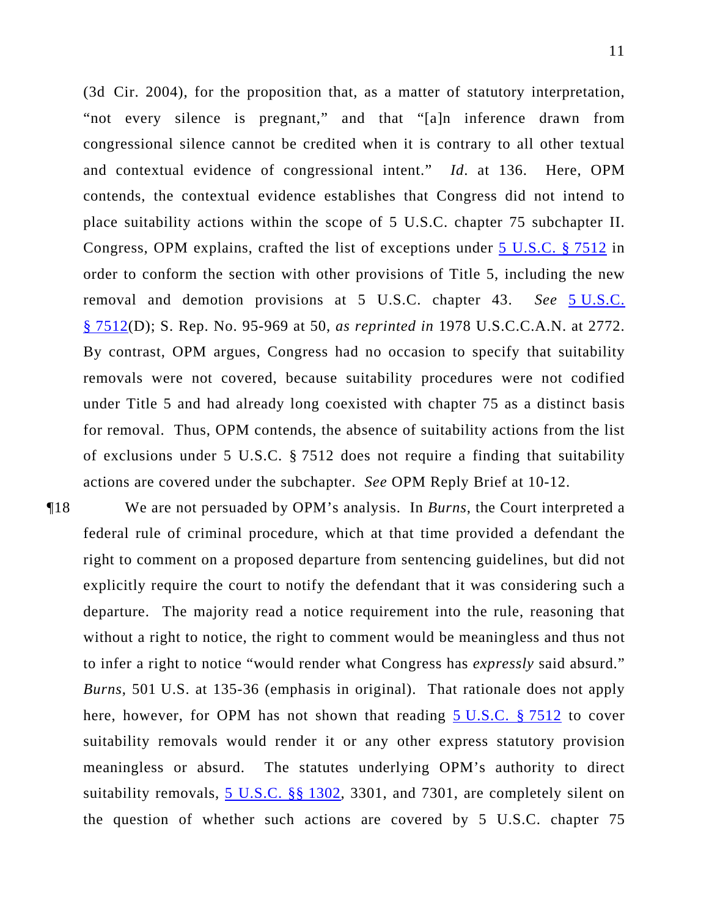(3d Cir. 2004), for the proposition that, as a matter of statutory interpretation, "not every silence is pregnant," and that "[a]n inference drawn from congressional silence cannot be credited when it is contrary to all other textual and contextual evidence of congressional intent." *Id*. at 136. Here, OPM contends, the contextual evidence establishes that Congress did not intend to place suitability actions within the scope of 5 U.S.C. chapter 75 subchapter II. Congress, OPM explains, crafted the list of exceptions under 5 U.S.C. § 7512 in order to conform the section with other provisions of Title 5, including the new removal and demotion provisions at 5 U.S.C. chapter 43. *See* 5 U.S.C. § 7512(D); S. Rep. No. 95-969 at 50, *as reprinted in* 1978 U.S.C.C.A.N. at 2772. By contrast, OPM argues, Congress had no occasion to specify that suitability removals were not covered, because suitability procedures were not codified under Title 5 and had already long coexisted with chapter 75 as a distinct basis for removal. Thus, OPM contends, the absence of suitability actions from the list of exclusions under 5 U.S.C. § 7512 does not require a finding that suitability actions are covered under the subchapter. *See* OPM Reply Brief at 10-12.

¶18 We are not persuaded by OPM's analysis. In *Burns*, the Court interpreted a federal rule of criminal procedure, which at that time provided a defendant the right to comment on a proposed departure from sentencing guidelines, but did not explicitly require the court to notify the defendant that it was considering such a departure. The majority read a notice requirement into the rule, reasoning that without a right to notice, the right to comment would be meaningless and thus not to infer a right to notice "would render what Congress has *expressly* said absurd." *Burns*, 501 U.S. at 135-36 (emphasis in original). That rationale does not apply here, however, for OPM has not shown that reading 5 U.S.C. § 7512 to cover suitability removals would render it or any other express statutory provision meaningless or absurd. The statutes underlying OPM's authority to direct suitability removals, 5 U.S.C. §§ 1302, 3301, and 7301, are completely silent on the question of whether such actions are covered by 5 U.S.C. chapter 75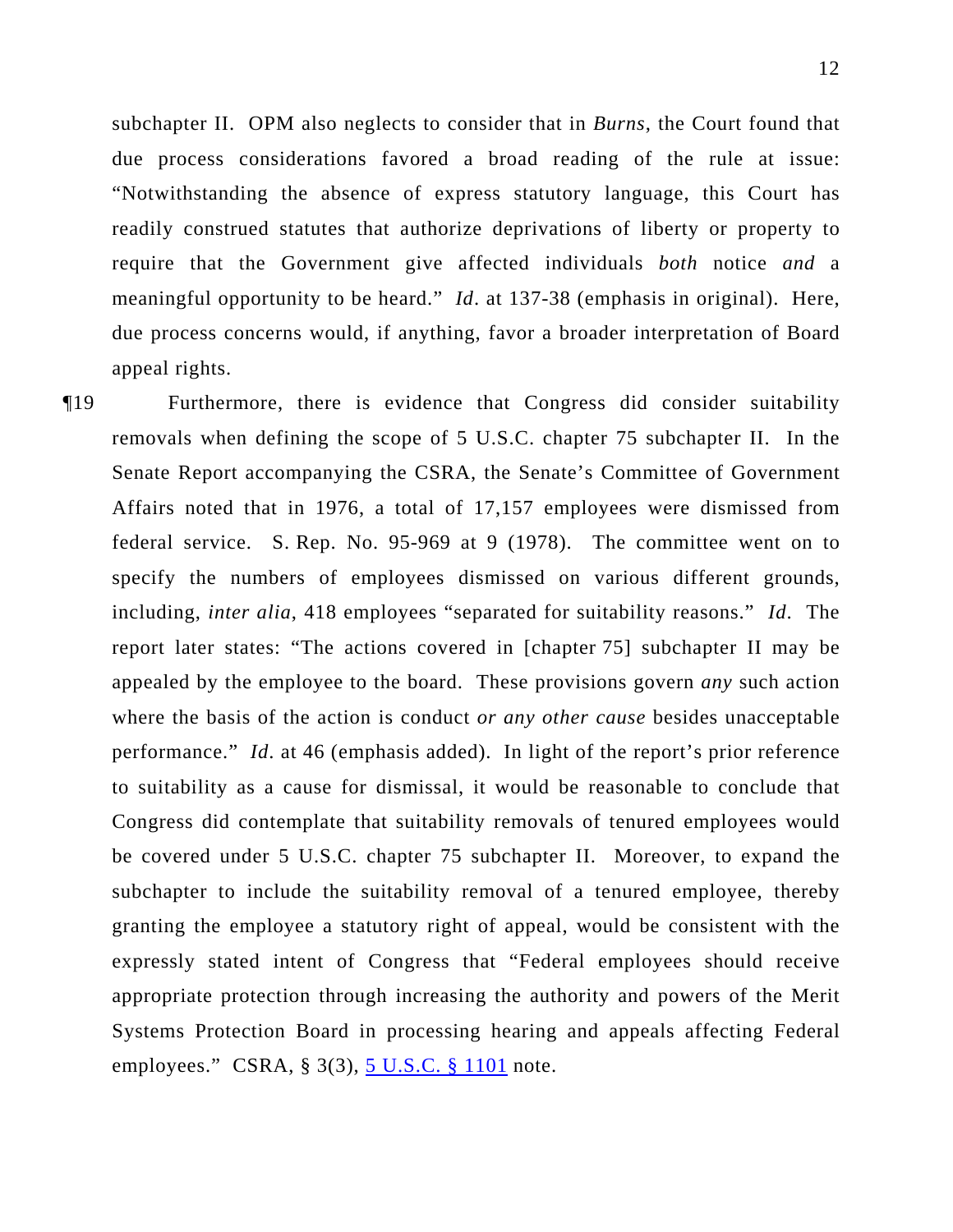subchapter II. OPM also neglects to consider that in *Burns*, the Court found that due process considerations favored a broad reading of the rule at issue: "Notwithstanding the absence of express statutory language, this Court has readily construed statutes that authorize deprivations of liberty or property to require that the Government give affected individuals *both* notice *and* a meaningful opportunity to be heard." *Id*. at 137-38 (emphasis in original). Here, due process concerns would, if anything, favor a broader interpretation of Board appeal rights.

¶19 Furthermore, there is evidence that Congress did consider suitability removals when defining the scope of 5 U.S.C. chapter 75 subchapter II. In the Senate Report accompanying the CSRA, the Senate's Committee of Government Affairs noted that in 1976, a total of 17,157 employees were dismissed from federal service. S. Rep. No. 95-969 at 9 (1978). The committee went on to specify the numbers of employees dismissed on various different grounds, including, *inter alia*, 418 employees "separated for suitability reasons." *Id*. The report later states: "The actions covered in [chapter 75] subchapter II may be appealed by the employee to the board. These provisions govern *any* such action where the basis of the action is conduct *or any other cause* besides unacceptable performance." *Id*. at 46 (emphasis added). In light of the report's prior reference to suitability as a cause for dismissal, it would be reasonable to conclude that Congress did contemplate that suitability removals of tenured employees would be covered under 5 U.S.C. chapter 75 subchapter II. Moreover, to expand the subchapter to include the suitability removal of a tenured employee, thereby granting the employee a statutory right of appeal, would be consistent with the expressly stated intent of Congress that "Federal employees should receive appropriate protection through increasing the authority and powers of the Merit Systems Protection Board in processing hearing and appeals affecting Federal employees." CSRA, § 3(3), 5 U.S.C. § 1101 note.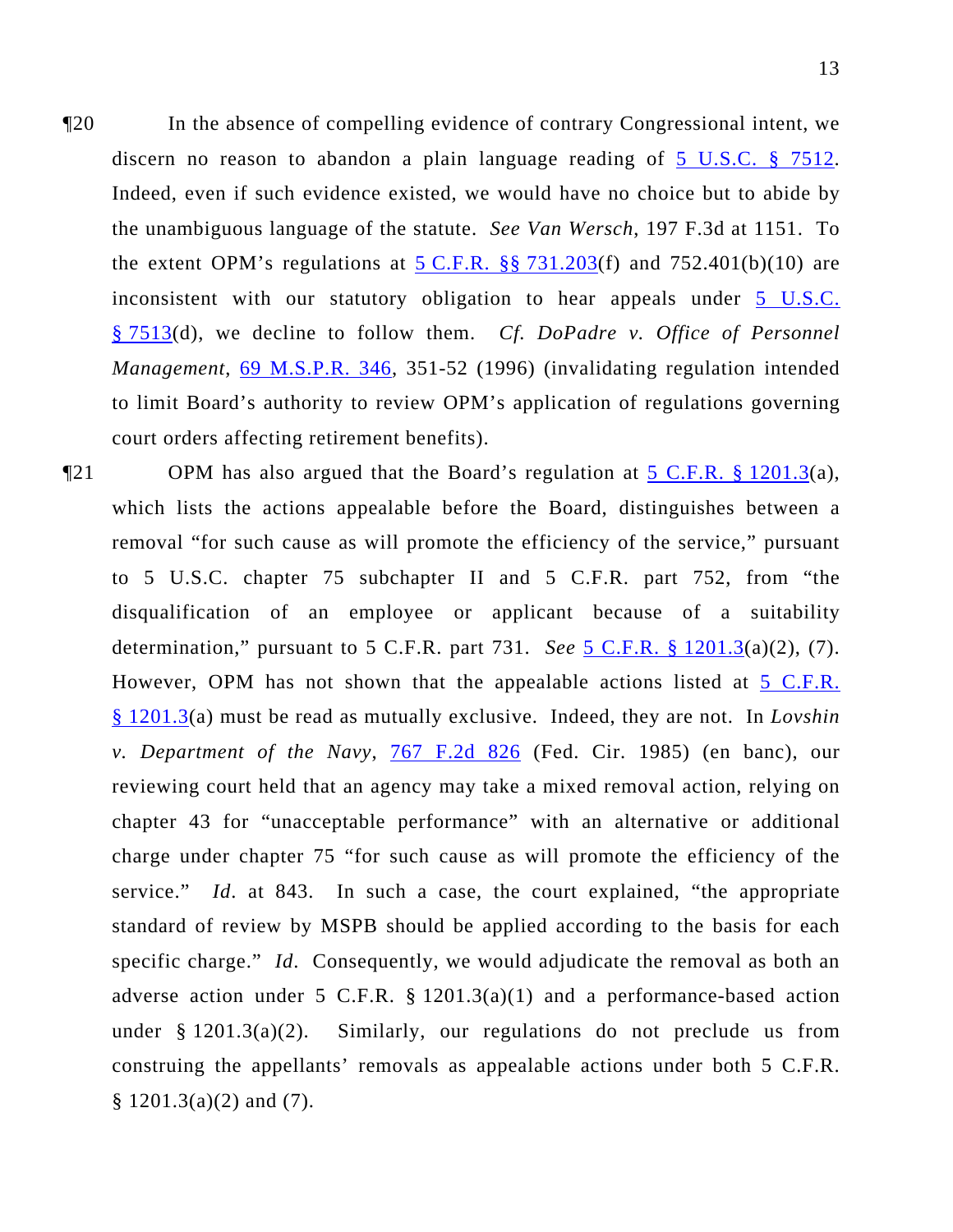¶20 In the absence of compelling evidence of contrary Congressional intent, we discern no reason to abandon a plain language reading of 5 U.S.C. § 7512. Indeed, even if such evidence existed, we would have no choice but to abide by the unambiguous language of the statute. *See Van Wersch*, 197 F.3d at 1151. To the extent OPM's regulations at 5 C.F.R. §§ 731.203(f) and 752.401(b)(10) are inconsistent with our statutory obligation to hear appeals under 5 U.S.C. § 7513(d), we decline to follow them. *Cf. DoPadre v. Office of Personnel Management*, 69 M.S.P.R. 346, 351-52 (1996) (invalidating regulation intended to limit Board's authority to review OPM's application of regulations governing court orders affecting retirement benefits).

¶21 OPM has also argued that the Board's regulation at 5 C.F.R. § 1201.3(a), which lists the actions appealable before the Board, distinguishes between a removal "for such cause as will promote the efficiency of the service," pursuant to 5 U.S.C. chapter 75 subchapter II and 5 C.F.R. part 752, from "the disqualification of an employee or applicant because of a suitability determination," pursuant to 5 C.F.R. part 731. *See* 5 C.F.R. § 1201.3(a)(2), (7). However, OPM has not shown that the appealable actions listed at 5 C.F.R. § 1201.3(a) must be read as mutually exclusive. Indeed, they are not. In *Lovshin v. Department of the Navy*, 767 F.2d 826 (Fed. Cir. 1985) (en banc), our reviewing court held that an agency may take a mixed removal action, relying on chapter 43 for "unacceptable performance" with an alternative or additional charge under chapter 75 "for such cause as will promote the efficiency of the service." *Id.* at 843. In such a case, the court explained, "the appropriate standard of review by MSPB should be applied according to the basis for each specific charge." *Id.* Consequently, we would adjudicate the removal as both an adverse action under 5 C.F.R. § 1201.3(a)(1) and a performance-based action under § 1201.3(a)(2). Similarly, our regulations do not preclude us from construing the appellants' removals as appealable actions under both 5 C.F.R. § 1201.3(a)(2) and (7).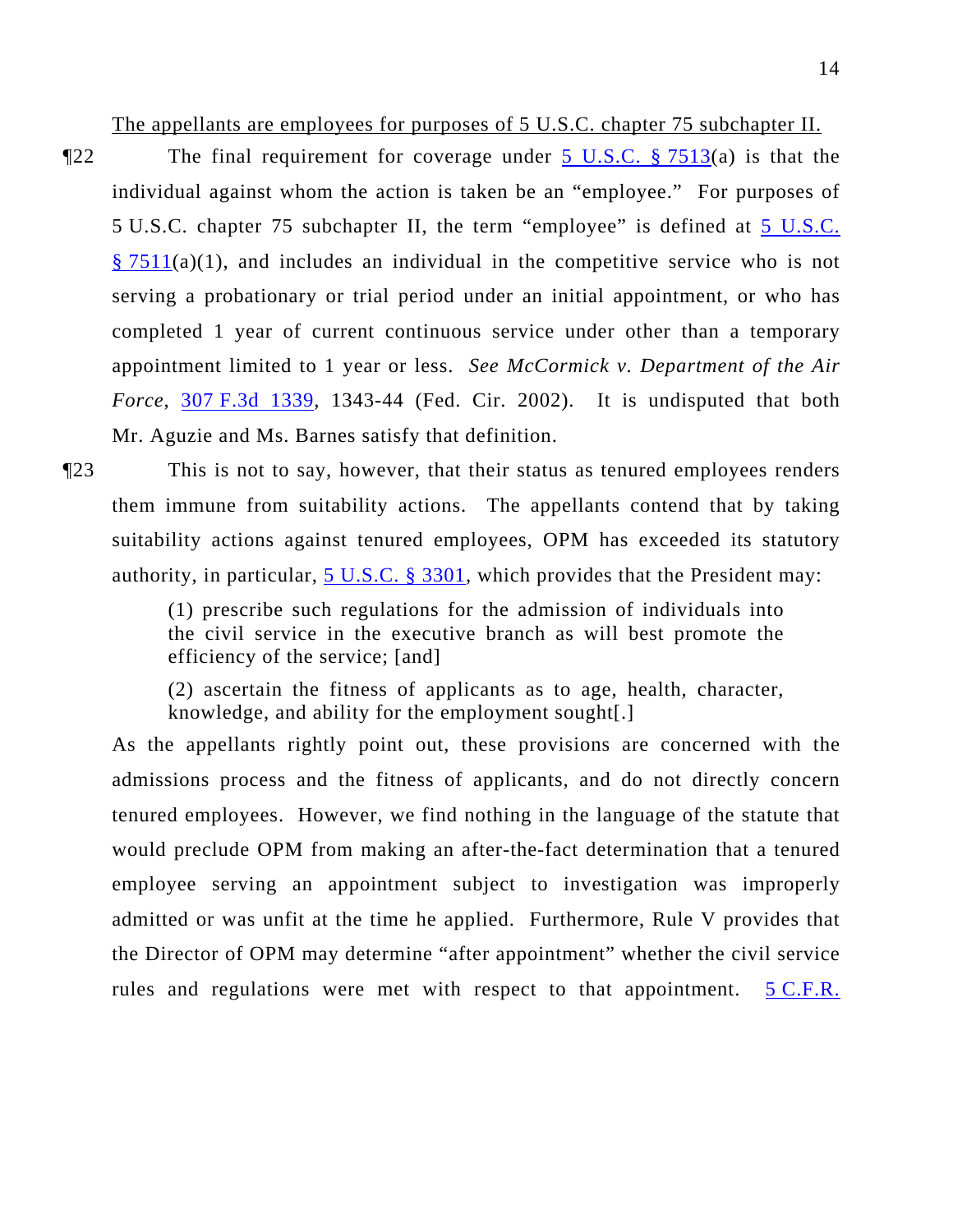The appellants are employees for purposes of 5 U.S.C. chapter 75 subchapter II.

¶22 The final requirement for coverage under 5 U.S.C. § 7513(a) is that the individual against whom the action is taken be an "employee." For purposes of 5 U.S.C. chapter 75 subchapter II, the term "employee" is defined at 5 U.S.C. § 7511(a)(1), and includes an individual in the competitive service who is not serving a probationary or trial period under an initial appointment, or who has completed 1 year of current continuous service under other than a temporary appointment limited to 1 year or less. *See McCormick v. Department of the Air Force*, 307 F.3d 1339, 1343-44 (Fed. Cir. 2002). It is undisputed that both Mr. Aguzie and Ms. Barnes satisfy that definition.

¶23 This is not to say, however, that their status as tenured employees renders them immune from suitability actions. The appellants contend that by taking suitability actions against tenured employees, OPM has exceeded its statutory authority, in particular, 5 U.S.C. § 3301, which provides that the President may:

> (1) prescribe such regulations for the admission of individuals into the civil service in the executive branch as will best promote the efficiency of the service; [and]
>
> (2) ascertain the fitness of applicants as to age, health, character, knowledge, and ability for the employment sought[.]

As the appellants rightly point out, these provisions are concerned with the admissions process and the fitness of applicants, and do not directly concern tenured employees. However, we find nothing in the language of the statute that would preclude OPM from making an after-the-fact determination that a tenured employee serving an appointment subject to investigation was improperly admitted or was unfit at the time he applied. Furthermore, Rule V provides that the Director of OPM may determine "after appointment" whether the civil service rules and regulations were met with respect to that appointment. 5 C.F.R.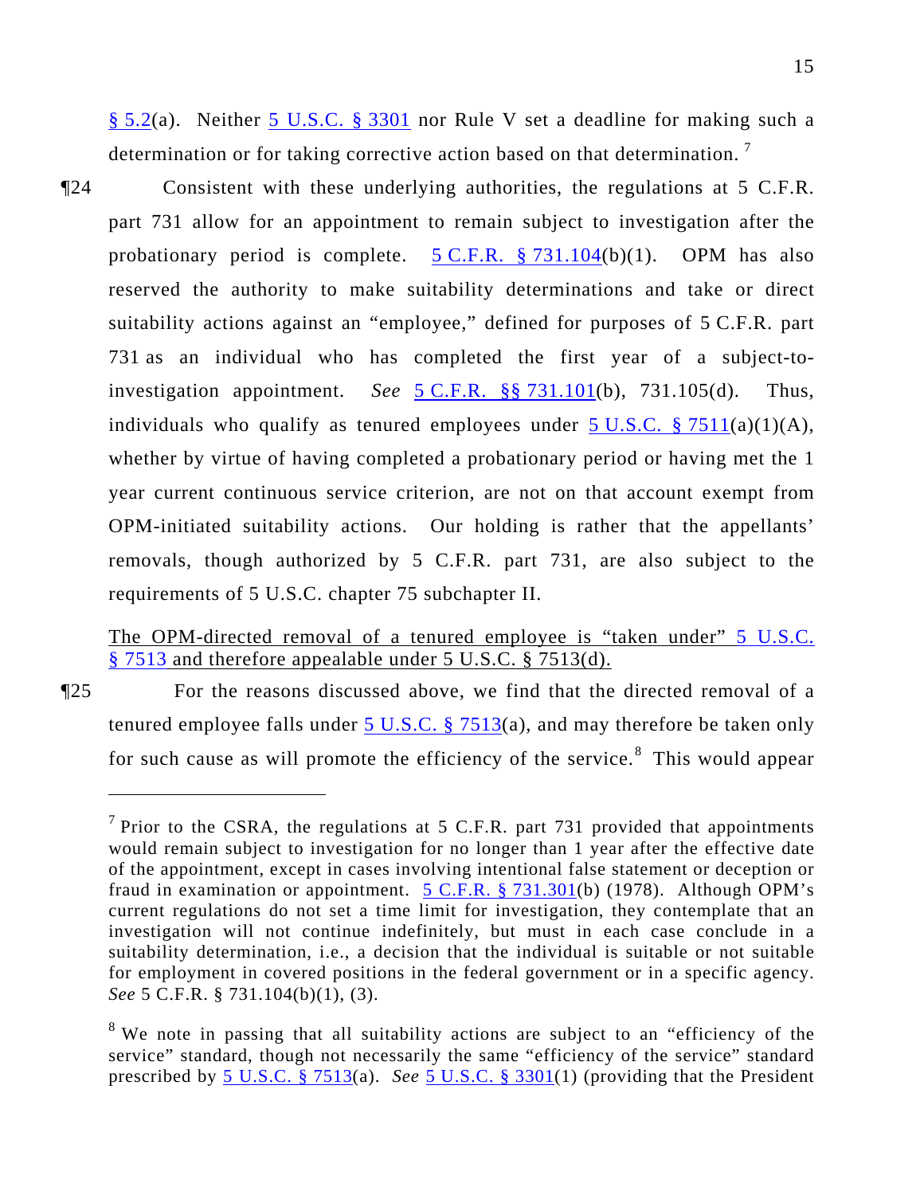§ 5.2(a). Neither 5 U.S.C. § 3301 nor Rule V set a deadline for making such a determination or for taking corrective action based on that determination. [7]

¶24 Consistent with these underlying authorities, the regulations at 5 C.F.R. part 731 allow for an appointment to remain subject to investigation after the probationary period is complete. 5 C.F.R. § 731.104(b)(1). OPM has also reserved the authority to make suitability determinations and take or direct suitability actions against an "employee," defined for purposes of 5 C.F.R. part 731 as an individual who has completed the first year of a subject-to-investigation appointment. *See* 5 C.F.R. §§ 731.101(b), 731.105(d). Thus, individuals who qualify as tenured employees under 5 U.S.C. § 7511(a)(1)(A), whether by virtue of having completed a probationary period or having met the 1 year current continuous service criterion, are not on that account exempt from OPM-initiated suitability actions. Our holding is rather that the appellants' removals, though authorized by 5 C.F.R. part 731, are also subject to the requirements of 5 U.S.C. chapter 75 subchapter II.

<u>The OPM-directed removal of a tenured employee is "taken under" 5 U.S.C. § 7513 and therefore appealable under 5 U.S.C. § 7513(d).</u>

¶25 For the reasons discussed above, we find that the directed removal of a tenured employee falls under 5 U.S.C. § 7513(a), and may therefore be taken only for such cause as will promote the efficiency of the service.[8] This would appear

---

[7] Prior to the CSRA, the regulations at 5 C.F.R. part 731 provided that appointments would remain subject to investigation for no longer than 1 year after the effective date of the appointment, except in cases involving intentional false statement or deception or fraud in examination or appointment. 5 C.F.R. § 731.301(b) (1978). Although OPM's current regulations do not set a time limit for investigation, they contemplate that an investigation will not continue indefinitely, but must in each case conclude in a suitability determination, i.e., a decision that the individual is suitable or not suitable for employment in covered positions in the federal government or in a specific agency. *See* 5 C.F.R. § 731.104(b)(1), (3).

[8] We note in passing that all suitability actions are subject to an "efficiency of the service" standard, though not necessarily the same "efficiency of the service" standard prescribed by 5 U.S.C. § 7513(a). *See* 5 U.S.C. § 3301(1) (providing that the President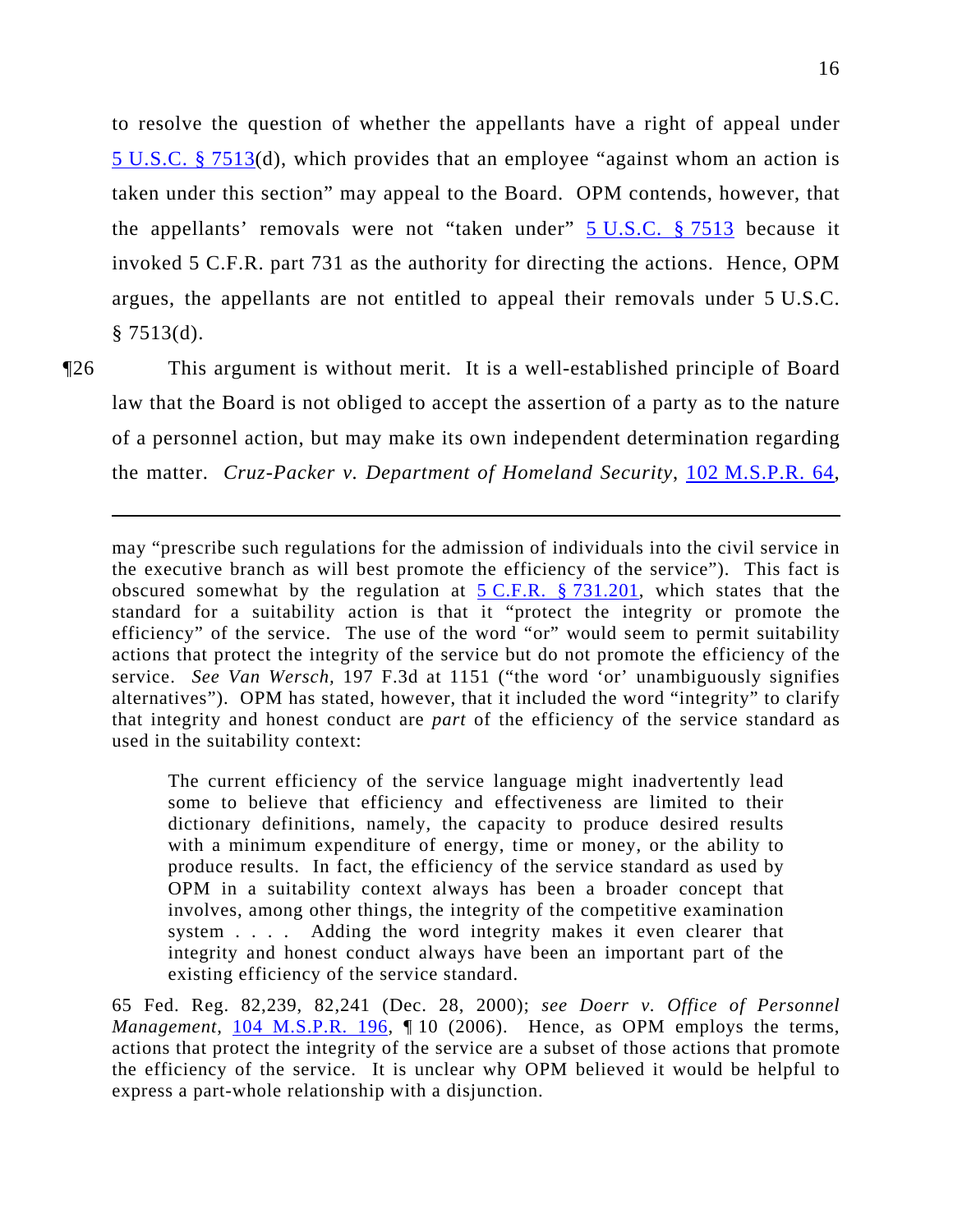to resolve the question of whether the appellants have a right of appeal under 5 U.S.C. § 7513(d), which provides that an employee "against whom an action is taken under this section" may appeal to the Board. OPM contends, however, that the appellants' removals were not "taken under" 5 U.S.C. § 7513 because it invoked 5 C.F.R. part 731 as the authority for directing the actions. Hence, OPM argues, the appellants are not entitled to appeal their removals under 5 U.S.C. § 7513(d).

¶26 This argument is without merit. It is a well-established principle of Board law that the Board is not obliged to accept the assertion of a party as to the nature of a personnel action, but may make its own independent determination regarding the matter. *Cruz-Packer v. Department of Homeland Security*, 102 M.S.P.R. 64,

---

may "prescribe such regulations for the admission of individuals into the civil service in the executive branch as will best promote the efficiency of the service"). This fact is obscured somewhat by the regulation at 5 C.F.R. § 731.201, which states that the standard for a suitability action is that it "protect the integrity or promote the efficiency" of the service. The use of the word "or" would seem to permit suitability actions that protect the integrity of the service but do not promote the efficiency of the service. *See Van Wersch*, 197 F.3d at 1151 ("the word 'or' unambiguously signifies alternatives"). OPM has stated, however, that it included the word "integrity" to clarify that integrity and honest conduct are *part* of the efficiency of the service standard as used in the suitability context:

> The current efficiency of the service language might inadvertently lead some to believe that efficiency and effectiveness are limited to their dictionary definitions, namely, the capacity to produce desired results with a minimum expenditure of energy, time or money, or the ability to produce results. In fact, the efficiency of the service standard as used by OPM in a suitability context always has been a broader concept that involves, among other things, the integrity of the competitive examination system . . . . Adding the word integrity makes it even clearer that integrity and honest conduct always have been an important part of the existing efficiency of the service standard.

65 Fed. Reg. 82,239, 82,241 (Dec. 28, 2000); *see Doerr v. Office of Personnel Management*, 104 M.S.P.R. 196, ¶ 10 (2006). Hence, as OPM employs the terms, actions that protect the integrity of the service are a subset of those actions that promote the efficiency of the service. It is unclear why OPM believed it would be helpful to express a part-whole relationship with a disjunction.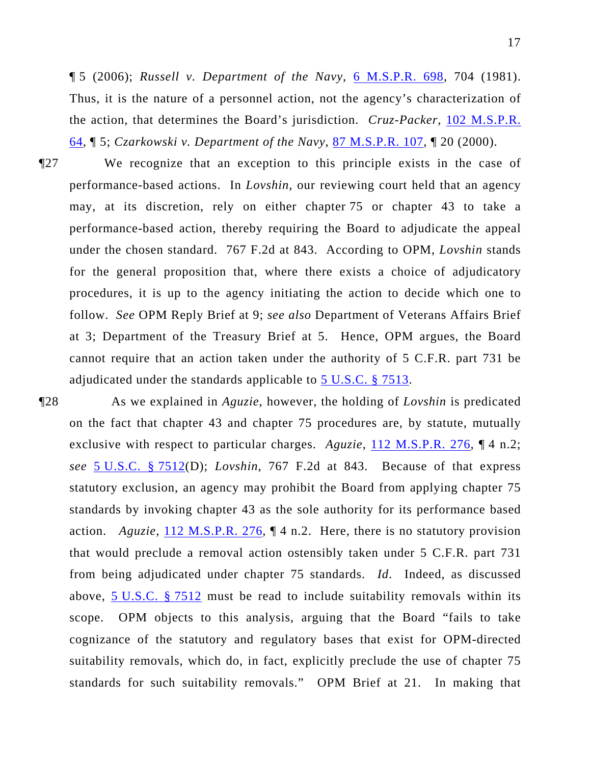¶ 5 (2006); *Russell v. Department of the Navy*, 6 M.S.P.R. 698, 704 (1981). Thus, it is the nature of a personnel action, not the agency's characterization of the action, that determines the Board's jurisdiction. *Cruz-Packer*, 102 M.S.P.R. 64, ¶ 5; *Czarkowski v. Department of the Navy*, 87 M.S.P.R. 107, ¶ 20 (2000).

¶27 We recognize that an exception to this principle exists in the case of performance-based actions. In *Lovshin*, our reviewing court held that an agency may, at its discretion, rely on either chapter 75 or chapter 43 to take a performance-based action, thereby requiring the Board to adjudicate the appeal under the chosen standard. 767 F.2d at 843. According to OPM, *Lovshin* stands for the general proposition that, where there exists a choice of adjudicatory procedures, it is up to the agency initiating the action to decide which one to follow. *See* OPM Reply Brief at 9; *see also* Department of Veterans Affairs Brief at 3; Department of the Treasury Brief at 5. Hence, OPM argues, the Board cannot require that an action taken under the authority of 5 C.F.R. part 731 be adjudicated under the standards applicable to 5 U.S.C. § 7513.

¶28 As we explained in *Aguzie*, however, the holding of *Lovshin* is predicated on the fact that chapter 43 and chapter 75 procedures are, by statute, mutually exclusive with respect to particular charges. *Aguzie*, 112 M.S.P.R. 276, ¶ 4 n.2; *see* 5 U.S.C. § 7512(D); *Lovshin*, 767 F.2d at 843. Because of that express statutory exclusion, an agency may prohibit the Board from applying chapter 75 standards by invoking chapter 43 as the sole authority for its performance based action. *Aguzie*, 112 M.S.P.R. 276, ¶ 4 n.2. Here, there is no statutory provision that would preclude a removal action ostensibly taken under 5 C.F.R. part 731 from being adjudicated under chapter 75 standards. *Id*. Indeed, as discussed above, 5 U.S.C. § 7512 must be read to include suitability removals within its scope. OPM objects to this analysis, arguing that the Board "fails to take cognizance of the statutory and regulatory bases that exist for OPM-directed suitability removals, which do, in fact, explicitly preclude the use of chapter 75 standards for such suitability removals." OPM Brief at 21. In making that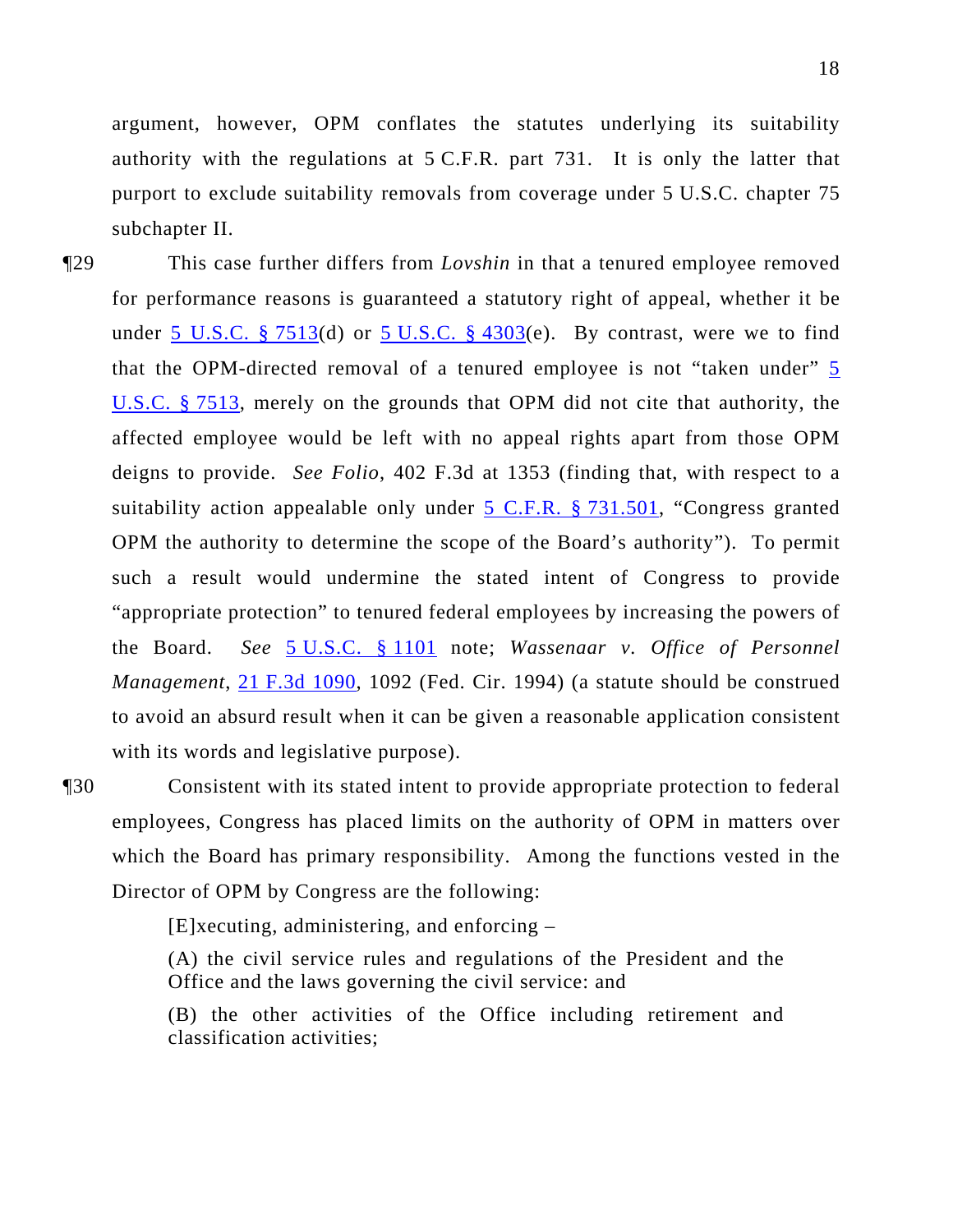argument, however, OPM conflates the statutes underlying its suitability authority with the regulations at 5 C.F.R. part 731. It is only the latter that purport to exclude suitability removals from coverage under 5 U.S.C. chapter 75 subchapter II.

¶29 This case further differs from *Lovshin* in that a tenured employee removed for performance reasons is guaranteed a statutory right of appeal, whether it be under 5 U.S.C. § 7513(d) or 5 U.S.C. § 4303(e). By contrast, were we to find that the OPM-directed removal of a tenured employee is not "taken under" 5 U.S.C. § 7513, merely on the grounds that OPM did not cite that authority, the affected employee would be left with no appeal rights apart from those OPM deigns to provide. *See Folio*, 402 F.3d at 1353 (finding that, with respect to a suitability action appealable only under 5 C.F.R. § 731.501, "Congress granted OPM the authority to determine the scope of the Board's authority"). To permit such a result would undermine the stated intent of Congress to provide "appropriate protection" to tenured federal employees by increasing the powers of the Board. *See* 5 U.S.C. § 1101 note; *Wassenaar v. Office of Personnel Management*, 21 F.3d 1090, 1092 (Fed. Cir. 1994) (a statute should be construed to avoid an absurd result when it can be given a reasonable application consistent with its words and legislative purpose).

¶30 Consistent with its stated intent to provide appropriate protection to federal employees, Congress has placed limits on the authority of OPM in matters over which the Board has primary responsibility. Among the functions vested in the Director of OPM by Congress are the following:

> [E]xecuting, administering, and enforcing –
>
> (A) the civil service rules and regulations of the President and the Office and the laws governing the civil service: and
>
> (B) the other activities of the Office including retirement and classification activities;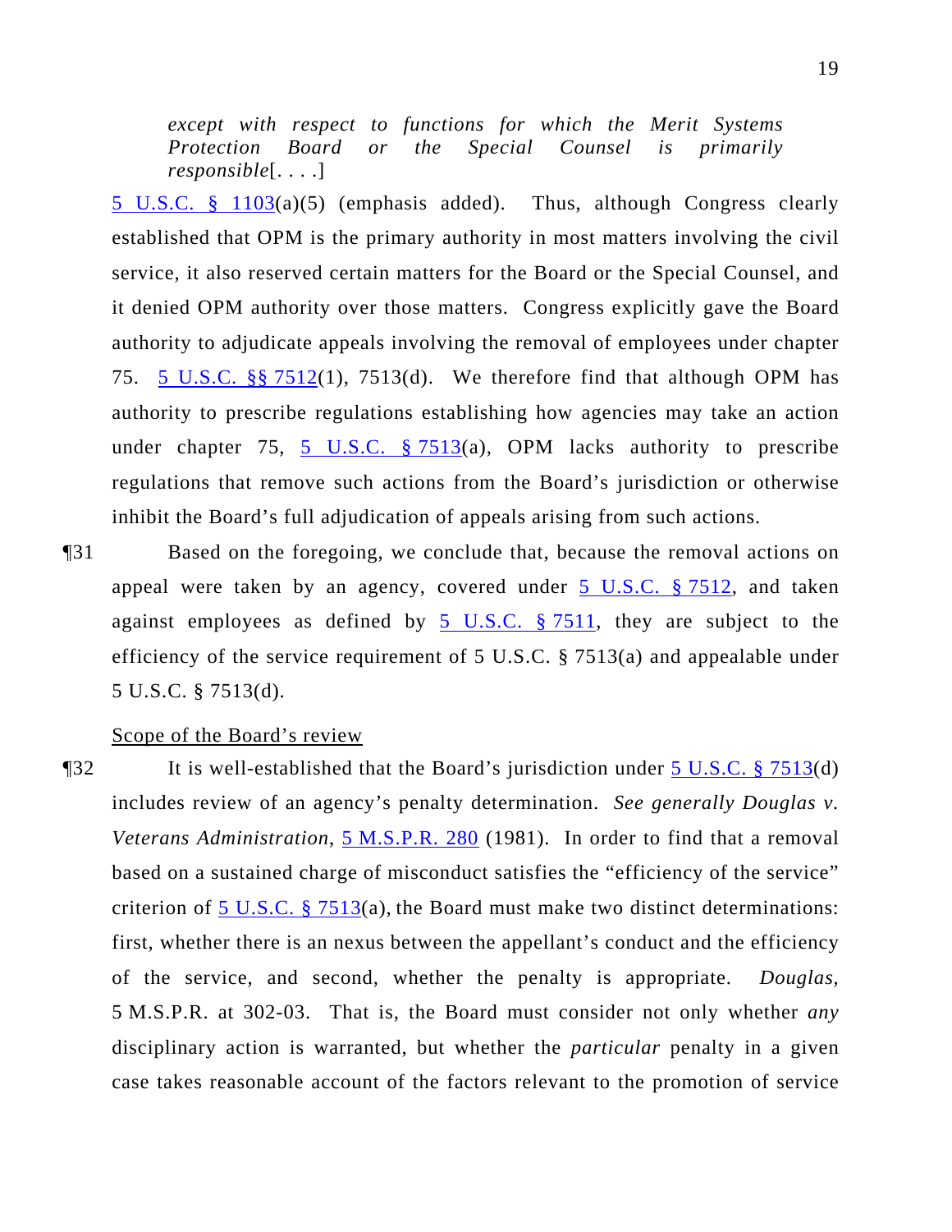> *except with respect to functions for which the Merit Systems Protection Board or the Special Counsel is primarily responsible*[. . . .]

5 U.S.C. § 1103(a)(5) (emphasis added). Thus, although Congress clearly established that OPM is the primary authority in most matters involving the civil service, it also reserved certain matters for the Board or the Special Counsel, and it denied OPM authority over those matters. Congress explicitly gave the Board authority to adjudicate appeals involving the removal of employees under chapter 75. 5 U.S.C. §§ 7512(1), 7513(d). We therefore find that although OPM has authority to prescribe regulations establishing how agencies may take an action under chapter 75, 5 U.S.C. § 7513(a), OPM lacks authority to prescribe regulations that remove such actions from the Board's jurisdiction or otherwise inhibit the Board's full adjudication of appeals arising from such actions.

¶31 Based on the foregoing, we conclude that, because the removal actions on appeal were taken by an agency, covered under 5 U.S.C. § 7512, and taken against employees as defined by 5 U.S.C. § 7511, they are subject to the efficiency of the service requirement of 5 U.S.C. § 7513(a) and appealable under 5 U.S.C. § 7513(d).

Scope of the Board's review

¶32 It is well-established that the Board's jurisdiction under 5 U.S.C. § 7513(d) includes review of an agency's penalty determination. *See generally Douglas v. Veterans Administration*, 5 M.S.P.R. 280 (1981). In order to find that a removal based on a sustained charge of misconduct satisfies the "efficiency of the service" criterion of 5 U.S.C. § 7513(a), the Board must make two distinct determinations: first, whether there is an nexus between the appellant's conduct and the efficiency of the service, and second, whether the penalty is appropriate. *Douglas*, 5 M.S.P.R. at 302-03. That is, the Board must consider not only whether *any* disciplinary action is warranted, but whether the *particular* penalty in a given case takes reasonable account of the factors relevant to the promotion of service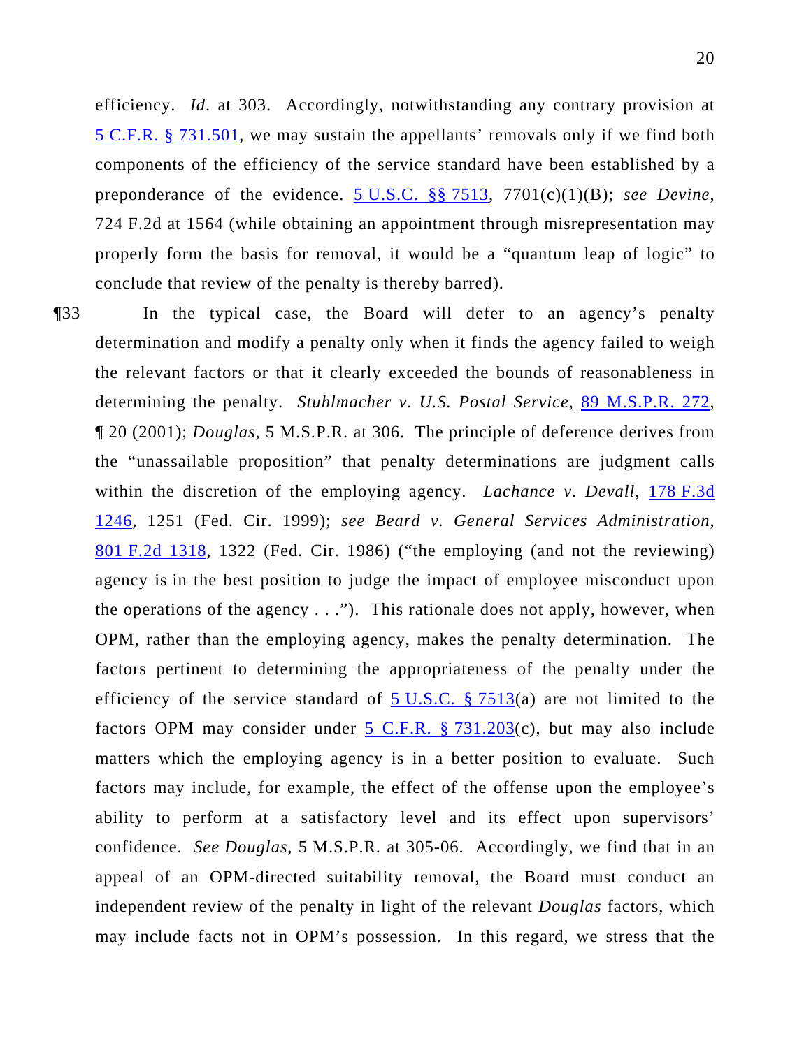efficiency. *Id*. at 303. Accordingly, notwithstanding any contrary provision at 5 C.F.R. § 731.501, we may sustain the appellants' removals only if we find both components of the efficiency of the service standard have been established by a preponderance of the evidence. 5 U.S.C. §§ 7513, 7701(c)(1)(B); *see Devine*, 724 F.2d at 1564 (while obtaining an appointment through misrepresentation may properly form the basis for removal, it would be a "quantum leap of logic" to conclude that review of the penalty is thereby barred).

¶33 In the typical case, the Board will defer to an agency's penalty determination and modify a penalty only when it finds the agency failed to weigh the relevant factors or that it clearly exceeded the bounds of reasonableness in determining the penalty. *Stuhlmacher v. U.S. Postal Service*, 89 M.S.P.R. 272, ¶ 20 (2001); *Douglas*, 5 M.S.P.R. at 306. The principle of deference derives from the "unassailable proposition" that penalty determinations are judgment calls within the discretion of the employing agency. *Lachance v. Devall*, 178 F.3d 1246, 1251 (Fed. Cir. 1999); *see Beard v. General Services Administration*, 801 F.2d 1318, 1322 (Fed. Cir. 1986) ("the employing (and not the reviewing) agency is in the best position to judge the impact of employee misconduct upon the operations of the agency . . ."). This rationale does not apply, however, when OPM, rather than the employing agency, makes the penalty determination. The factors pertinent to determining the appropriateness of the penalty under the efficiency of the service standard of 5 U.S.C. § 7513(a) are not limited to the factors OPM may consider under 5 C.F.R. § 731.203(c), but may also include matters which the employing agency is in a better position to evaluate. Such factors may include, for example, the effect of the offense upon the employee's ability to perform at a satisfactory level and its effect upon supervisors' confidence. *See Douglas*, 5 M.S.P.R. at 305-06. Accordingly, we find that in an appeal of an OPM-directed suitability removal, the Board must conduct an independent review of the penalty in light of the relevant *Douglas* factors, which may include facts not in OPM's possession. In this regard, we stress that the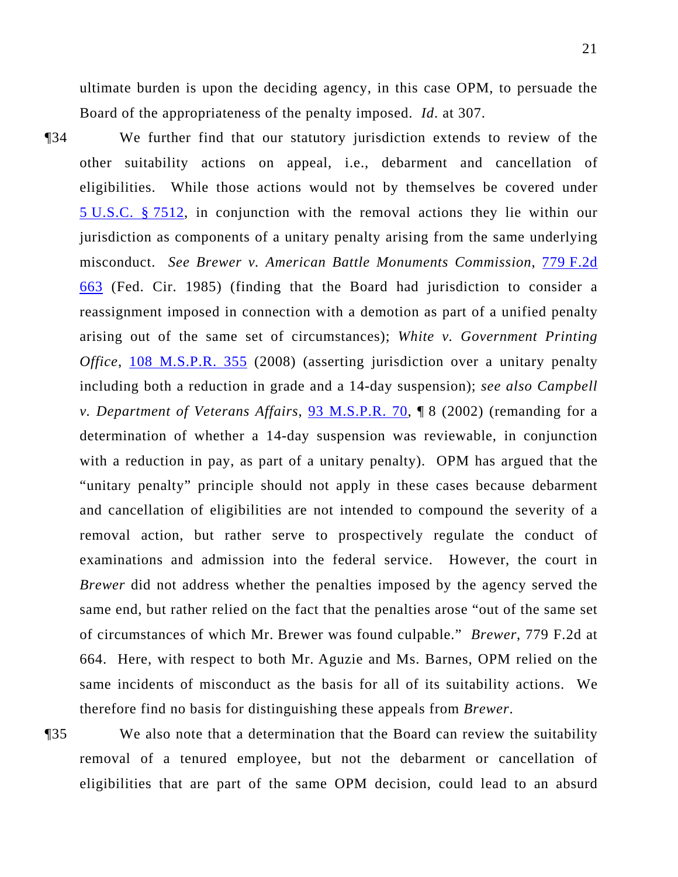ultimate burden is upon the deciding agency, in this case OPM, to persuade the Board of the appropriateness of the penalty imposed. *Id*. at 307.

¶34 We further find that our statutory jurisdiction extends to review of the other suitability actions on appeal, i.e., debarment and cancellation of eligibilities. While those actions would not by themselves be covered under 5 U.S.C. § 7512, in conjunction with the removal actions they lie within our jurisdiction as components of a unitary penalty arising from the same underlying misconduct. *See Brewer v. American Battle Monuments Commission*, 779 F.2d 663 (Fed. Cir. 1985) (finding that the Board had jurisdiction to consider a reassignment imposed in connection with a demotion as part of a unified penalty arising out of the same set of circumstances); *White v. Government Printing Office*, 108 M.S.P.R. 355 (2008) (asserting jurisdiction over a unitary penalty including both a reduction in grade and a 14-day suspension); *see also Campbell v. Department of Veterans Affairs*, 93 M.S.P.R. 70, ¶ 8 (2002) (remanding for a determination of whether a 14-day suspension was reviewable, in conjunction with a reduction in pay, as part of a unitary penalty). OPM has argued that the "unitary penalty" principle should not apply in these cases because debarment and cancellation of eligibilities are not intended to compound the severity of a removal action, but rather serve to prospectively regulate the conduct of examinations and admission into the federal service. However, the court in *Brewer* did not address whether the penalties imposed by the agency served the same end, but rather relied on the fact that the penalties arose "out of the same set of circumstances of which Mr. Brewer was found culpable." *Brewer*, 779 F.2d at 664. Here, with respect to both Mr. Aguzie and Ms. Barnes, OPM relied on the same incidents of misconduct as the basis for all of its suitability actions. We therefore find no basis for distinguishing these appeals from *Brewer*.

¶35 We also note that a determination that the Board can review the suitability removal of a tenured employee, but not the debarment or cancellation of eligibilities that are part of the same OPM decision, could lead to an absurd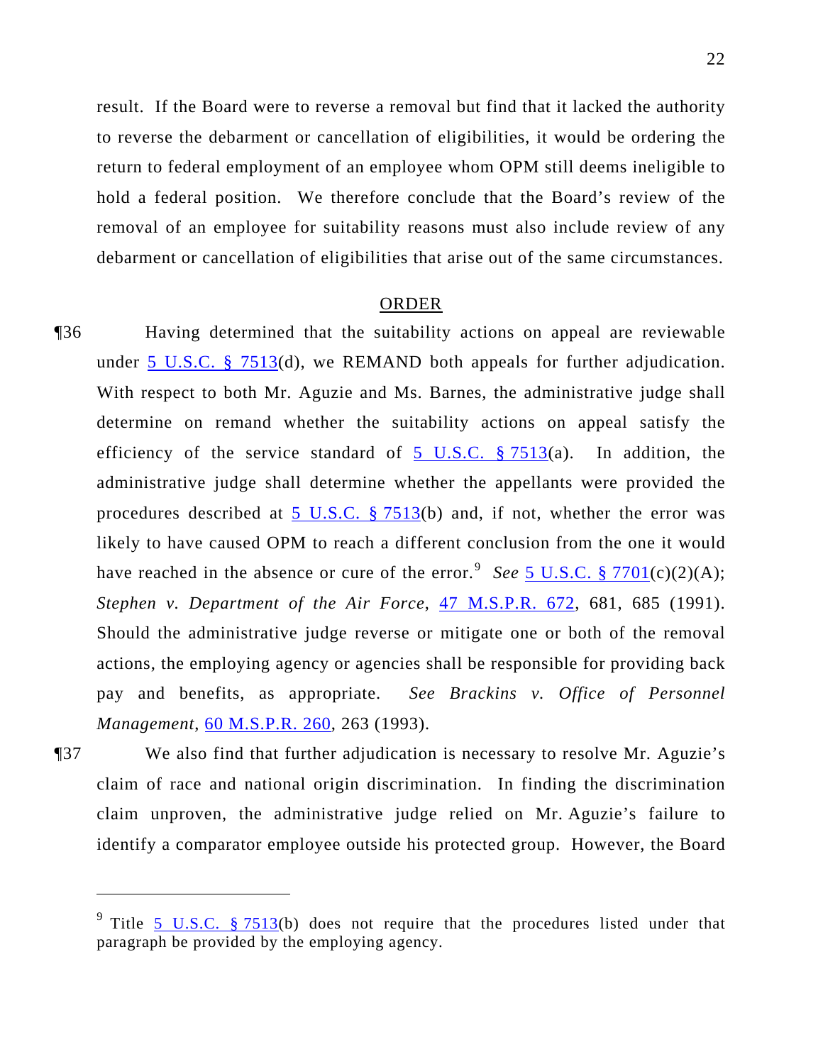result. If the Board were to reverse a removal but find that it lacked the authority to reverse the debarment or cancellation of eligibilities, it would be ordering the return to federal employment of an employee whom OPM still deems ineligible to hold a federal position. We therefore conclude that the Board's review of the removal of an employee for suitability reasons must also include review of any debarment or cancellation of eligibilities that arise out of the same circumstances.

## ORDER

¶36 Having determined that the suitability actions on appeal are reviewable under 5 U.S.C. § 7513(d), we REMAND both appeals for further adjudication. With respect to both Mr. Aguzie and Ms. Barnes, the administrative judge shall determine on remand whether the suitability actions on appeal satisfy the efficiency of the service standard of 5 U.S.C. § 7513(a). In addition, the administrative judge shall determine whether the appellants were provided the procedures described at 5 U.S.C. § 7513(b) and, if not, whether the error was likely to have caused OPM to reach a different conclusion from the one it would have reached in the absence or cure of the error.[9] *See* 5 U.S.C. § 7701(c)(2)(A); *Stephen v. Department of the Air Force*, 47 M.S.P.R. 672, 681, 685 (1991). Should the administrative judge reverse or mitigate one or both of the removal actions, the employing agency or agencies shall be responsible for providing back pay and benefits, as appropriate. *See Brackins v. Office of Personnel Management*, 60 M.S.P.R. 260, 263 (1993).

¶37 We also find that further adjudication is necessary to resolve Mr. Aguzie's claim of race and national origin discrimination. In finding the discrimination claim unproven, the administrative judge relied on Mr. Aguzie's failure to identify a comparator employee outside his protected group. However, the Board

---

[9] Title 5 U.S.C. § 7513(b) does not require that the procedures listed under that paragraph be provided by the employing agency.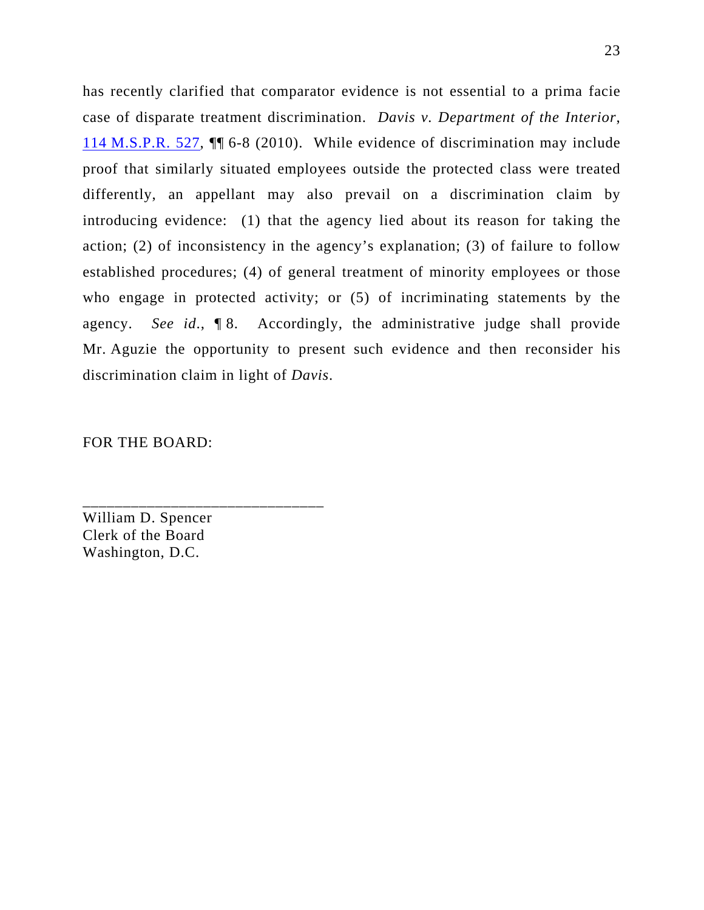has recently clarified that comparator evidence is not essential to a prima facie case of disparate treatment discrimination. *Davis v. Department of the Interior*, 114 M.S.P.R. 527, ¶¶ 6-8 (2010). While evidence of discrimination may include proof that similarly situated employees outside the protected class were treated differently, an appellant may also prevail on a discrimination claim by introducing evidence: (1) that the agency lied about its reason for taking the action; (2) of inconsistency in the agency's explanation; (3) of failure to follow established procedures; (4) of general treatment of minority employees or those who engage in protected activity; or (5) of incriminating statements by the agency. *See id.*, ¶ 8. Accordingly, the administrative judge shall provide Mr. Aguzie the opportunity to present such evidence and then reconsider his discrimination claim in light of *Davis*.

FOR THE BOARD:

______________________________
William D. Spencer
Clerk of the Board
Washington, D.C.